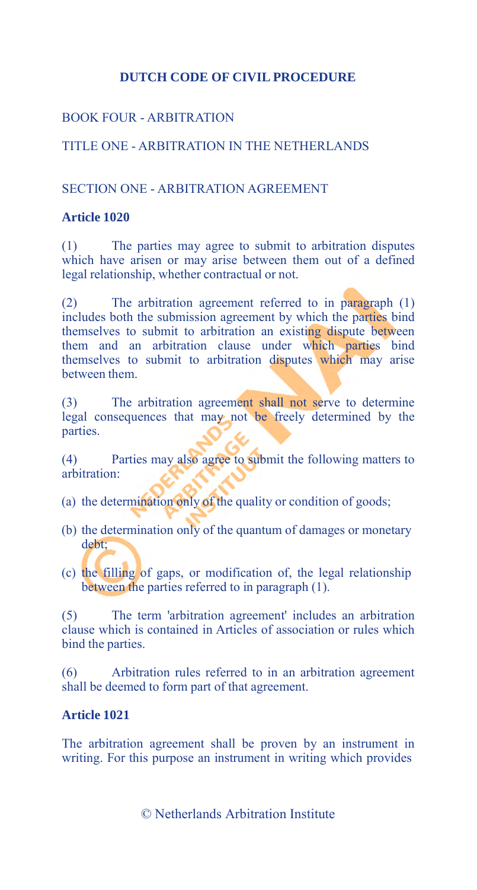# DUTCH CODE OF CIVIL PROCEDURE

## BOOK FOUR - ARBITRATION

## TITLE ONE - ARBITRATION IN THE NETHERLANDS

## SECTION ONE - ARBITRATION AGREEMENT

### Article 1020

(1) The parties may agree to submit to arbitration disputes which have arisen or may arise between them out of a defined legal relationship, whether contractual or not.

(2) The arbitration agreement referred to in paragraph (1) includes both the submission agreement by which the parties bind themselves to submit to arbitration an existing dispute between them and an arbitration clause under which parties bind themselves to submit to arbitration disputes which may arise between them.

(3) The arbitration agreement shall not serve to determine legal consequences that may not be freely determined by the parties.

(4) Parties may also agree to submit the following matters to arbitration:

(a) the determination only of the quality or condition of goods;

(b) the determination only of the quantum of damages or monetary debt;

(c) the filling of gaps, or modification of, the legal relationship between the parties referred to in paragraph (1).

(5) The term 'arbitration agreement' includes an arbitration clause which is contained in Articles of association or rules which bind the parties.

(6) Arbitration rules referred to in an arbitration agreement shall be deemed to form part of that agreement.

### Article 1021

The arbitration agreement shall be proven by an instrument in writing. For this purpose an instrument in writing which provides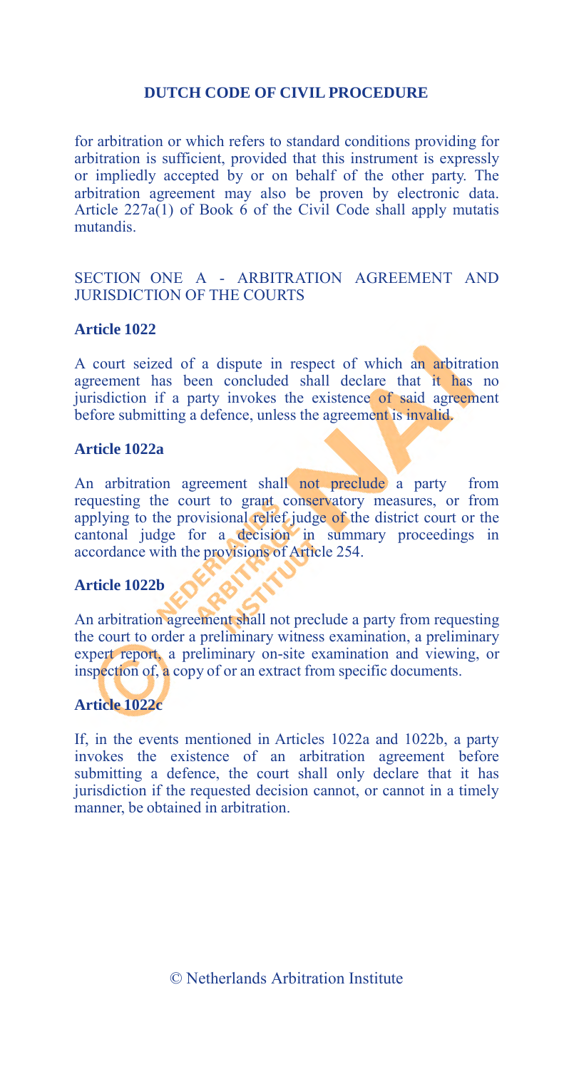for arbitration or which refers to standard conditions providing for arbitration is sufficient, provided that this instrument is expressly or impliedly accepted by or on behalf of the other party. The arbitration agreement may also be proven by electronic data. Article 227a(1) of Book 6 of the Civil Code shall apply mutatis mutandis.

## SECTION ONE A - ARBITRATION AGREEMENT AND JURISDICTION OF THE COURTS

### Article 1022

A court seized of a dispute in respect of which an arbitration agreement has been concluded shall declare that it has no jurisdiction if a party invokes the existence of said agreement before submitting a defence, unless the agreement is invalid.

### Article 1022a

An arbitration agreement shall not preclude a party from requesting the court to grant conservatory measures, or from applying to the provisional relief judge of the district court or the cantonal judge for a decision in summary proceedings in accordance with the provisions of Article 254.

### Article 1022b

An arbitration agreement shall not preclude a party from requesting the court to order a preliminary witness examination, a preliminary expert report, a preliminary on-site examination and viewing, or inspection of, a copy of or an extract from specific documents.

### Article 1022c

If, in the events mentioned in Articles 1022a and 1022b, a party invokes the existence of an arbitration agreement before submitting a defence, the court shall only declare that it has jurisdiction if the requested decision cannot, or cannot in a timely manner, be obtained in arbitration.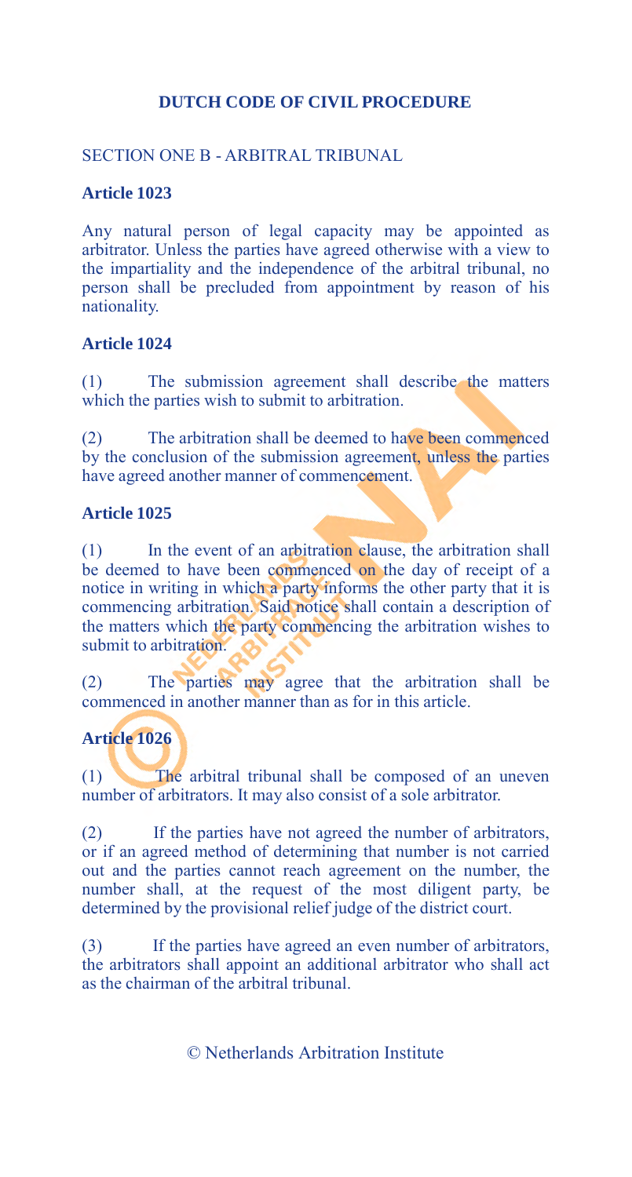# DUTCH CODE OF CIVIL PROCEDURE

## SECTION ONE B - ARBITRAL TRIBUNAL

### Article 1023

Any natural person of legal capacity may be appointed as arbitrator. Unless the parties have agreed otherwise with a view to the impartiality and the independence of the arbitral tribunal, no person shall be precluded from appointment by reason of his nationality.

### Article 1024

(1) The submission agreement shall describe the matters which the parties wish to submit to arbitration.

(2) The arbitration shall be deemed to have been commenced by the conclusion of the submission agreement, unless the parties have agreed another manner of commencement.

### Article 1025

(1) In the event of an arbitration clause, the arbitration shall be deemed to have been commenced on the day of receipt of a notice in writing in which a party informs the other party that it is commencing arbitration. Said notice shall contain a description of the matters which the party commencing the arbitration wishes to submit to arbitration.

(2) The parties may agree that the arbitration shall be commenced in another manner than as for in this article.

### Article 1026

(1) The arbitral tribunal shall be composed of an uneven number of arbitrators. It may also consist of a sole arbitrator.

(2) If the parties have not agreed the number of arbitrators, or if an agreed method of determining that number is not carried out and the parties cannot reach agreement on the number, the number shall, at the request of the most diligent party, be determined by the provisional relief judge of the district court.

(3) If the parties have agreed an even number of arbitrators, the arbitrators shall appoint an additional arbitrator who shall act as the chairman of the arbitral tribunal.

© Netherlands Arbitration Institute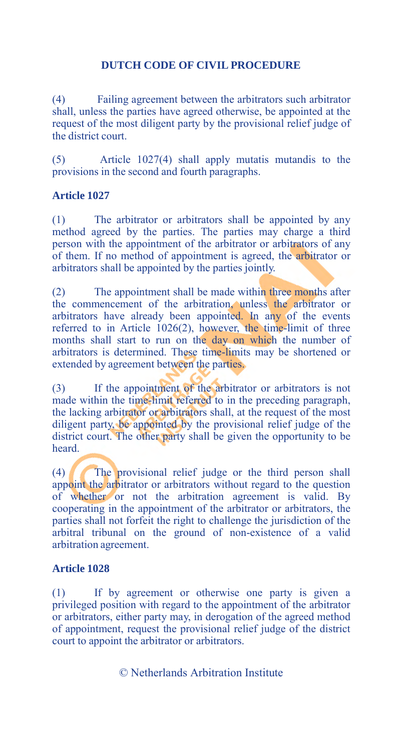(4) Failing agreement between the arbitrators such arbitrator shall, unless the parties have agreed otherwise, be appointed at the request of the most diligent party by the provisional relief judge of the district court.

(5) Article 1027(4) shall apply mutatis mutandis to the provisions in the second and fourth paragraphs.

### Article 1027

(1) The arbitrator or arbitrators shall be appointed by any method agreed by the parties. The parties may charge a third person with the appointment of the arbitrator or arbitrators of any of them. If no method of appointment is agreed, the arbitrator or arbitrators shall be appointed by the parties jointly.

(2) The appointment shall be made within three months after the commencement of the arbitration, unless the arbitrator or arbitrators have already been appointed. In any of the events referred to in Article 1026(2), however, the time-limit of three months shall start to run on the day on which the number of arbitrators is determined. These time-limits may be shortened or extended by agreement between the parties.

(3) If the appointment of the arbitrator or arbitrators is not made within the time-limit referred to in the preceding paragraph, the lacking arbitrator or arbitrators shall, at the request of the most diligent party, be appointed by the provisional relief judge of the district court. The other party shall be given the opportunity to be heard.

(4) The provisional relief judge or the third person shall appoint the arbitrator or arbitrators without regard to the question of whether or not the arbitration agreement is valid. By cooperating in the appointment of the arbitrator or arbitrators, the parties shall not forfeit the right to challenge the jurisdiction of the arbitral tribunal on the ground of non-existence of a valid arbitration agreement.

### Article 1028

(1) If by agreement or otherwise one party is given a privileged position with regard to the appointment of the arbitrator or arbitrators, either party may, in derogation of the agreed method of appointment, request the provisional relief judge of the district court to appoint the arbitrator or arbitrators.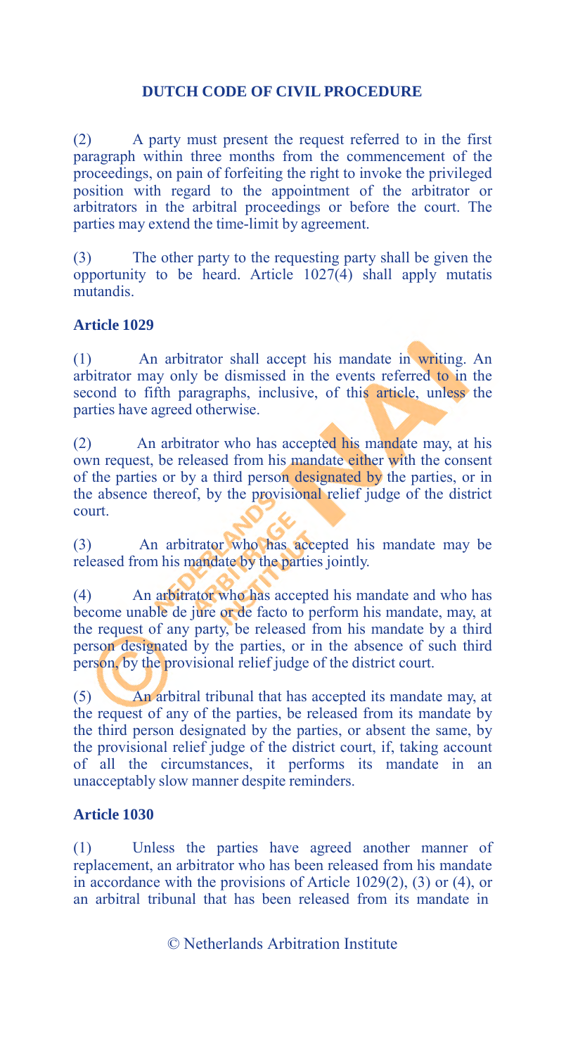(2) A party must present the request referred to in the first paragraph within three months from the commencement of the proceedings, on pain of forfeiting the right to invoke the privileged position with regard to the appointment of the arbitrator or arbitrators in the arbitral proceedings or before the court. The parties may extend the time-limit by agreement.

(3) The other party to the requesting party shall be given the opportunity to be heard. Article 1027(4) shall apply mutatis mutandis.

**Article 1029**

(1) An arbitrator shall accept his mandate in writing. An arbitrator may only be dismissed in the events referred to in the second to fifth paragraphs, inclusive, of this article, unless the parties have agreed otherwise.

(2) An arbitrator who has accepted his mandate may, at his own request, be released from his mandate either with the consent of the parties or by a third person designated by the parties, or in the absence thereof, by the provisional relief judge of the district court.

(3) An arbitrator who has accepted his mandate may be released from his mandate by the parties jointly.

(4) An arbitrator who has accepted his mandate and who has become unable de jure or de facto to perform his mandate, may, at the request of any party, be released from his mandate by a third person designated by the parties, or in the absence of such third person, by the provisional relief judge of the district court.

(5) An arbitral tribunal that has accepted its mandate may, at the request of any of the parties, be released from its mandate by the third person designated by the parties, or absent the same, by the provisional relief judge of the district court, if, taking account of all the circumstances, it performs its mandate in an unacceptably slow manner despite reminders.

**Article 1030**

(1) Unless the parties have agreed another manner of replacement, an arbitrator who has been released from his mandate in accordance with the provisions of Article 1029(2), (3) or (4), or an arbitral tribunal that has been released from its mandate in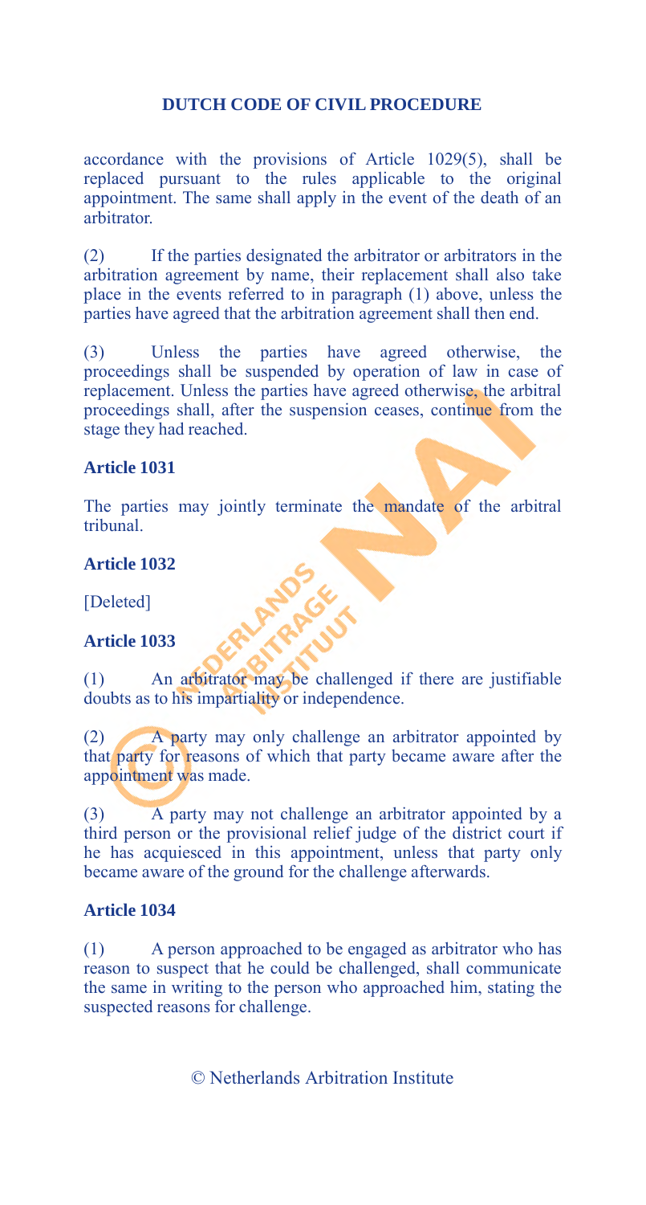accordance with the provisions of Article 1029(5), shall be replaced pursuant to the rules applicable to the original appointment. The same shall apply in the event of the death of an arbitrator.

(2) If the parties designated the arbitrator or arbitrators in the arbitration agreement by name, their replacement shall also take place in the events referred to in paragraph (1) above, unless the parties have agreed that the arbitration agreement shall then end.

(3) Unless the parties have agreed otherwise, the proceedings shall be suspended by operation of law in case of replacement. Unless the parties have agreed otherwise, the arbitral proceedings shall, after the suspension ceases, continue from the stage they had reached.

**Article 1031**

The parties may jointly terminate the mandate of the arbitral tribunal.

**Article 1032**

[Deleted]

**Article 1033**

(1) An arbitrator may be challenged if there are justifiable doubts as to his impartiality or independence.

(2) A party may only challenge an arbitrator appointed by that party for reasons of which that party became aware after the appointment was made.

(3) A party may not challenge an arbitrator appointed by a third person or the provisional relief judge of the district court if he has acquiesced in this appointment, unless that party only became aware of the ground for the challenge afterwards.

**Article 1034**

(1) A person approached to be engaged as arbitrator who has reason to suspect that he could be challenged, shall communicate the same in writing to the person who approached him, stating the suspected reasons for challenge.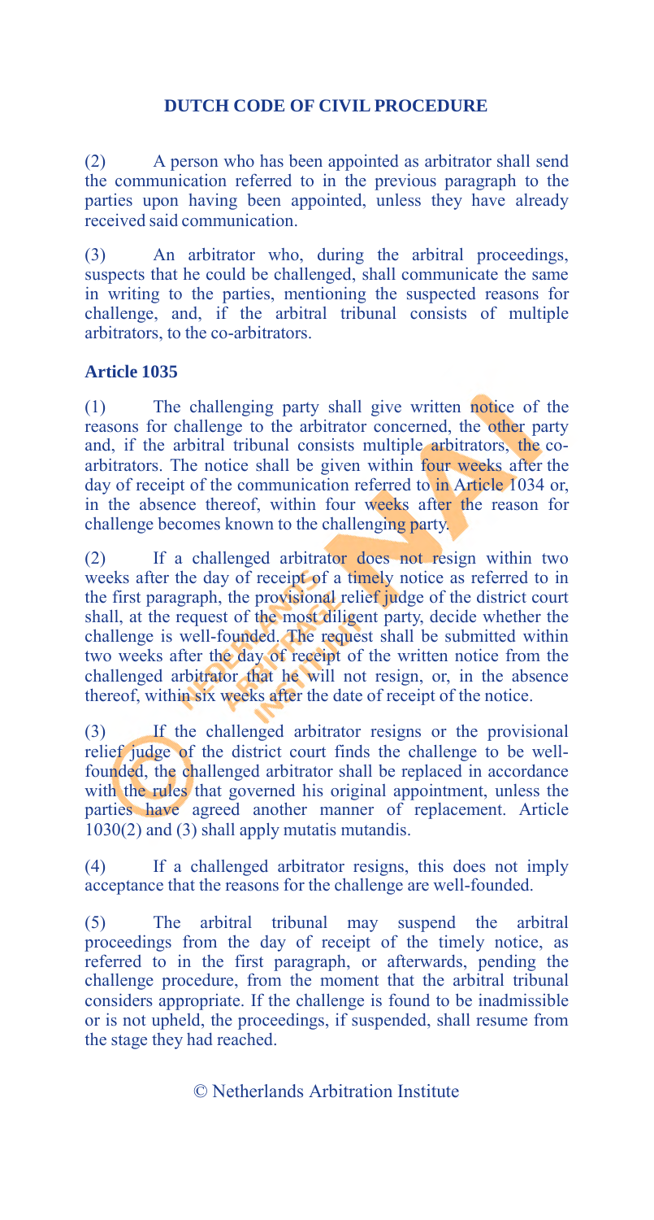(2) A person who has been appointed as arbitrator shall send the communication referred to in the previous paragraph to the parties upon having been appointed, unless they have already received said communication.

(3) An arbitrator who, during the arbitral proceedings, suspects that he could be challenged, shall communicate the same in writing to the parties, mentioning the suspected reasons for challenge, and, if the arbitral tribunal consists of multiple arbitrators, to the co-arbitrators.

**Article 1035**

(1) The challenging party shall give written notice of the reasons for challenge to the arbitrator concerned, the other party and, if the arbitral tribunal consists multiple arbitrators, the co-arbitrators. The notice shall be given within four weeks after the day of receipt of the communication referred to in Article 1034 or, in the absence thereof, within four weeks after the reason for challenge becomes known to the challenging party.

(2) If a challenged arbitrator does not resign within two weeks after the day of receipt of a timely notice as referred to in the first paragraph, the provisional relief judge of the district court shall, at the request of the most diligent party, decide whether the challenge is well-founded. The request shall be submitted within two weeks after the day of receipt of the written notice from the challenged arbitrator that he will not resign, or, in the absence thereof, within six weeks after the date of receipt of the notice.

(3) If the challenged arbitrator resigns or the provisional relief judge of the district court finds the challenge to be well-founded, the challenged arbitrator shall be replaced in accordance with the rules that governed his original appointment, unless the parties have agreed another manner of replacement. Article 1030(2) and (3) shall apply mutatis mutandis.

(4) If a challenged arbitrator resigns, this does not imply acceptance that the reasons for the challenge are well-founded.

(5) The arbitral tribunal may suspend the arbitral proceedings from the day of receipt of the timely notice, as referred to in the first paragraph, or afterwards, pending the challenge procedure, from the moment that the arbitral tribunal considers appropriate. If the challenge is found to be inadmissible or is not upheld, the proceedings, if suspended, shall resume from the stage they had reached.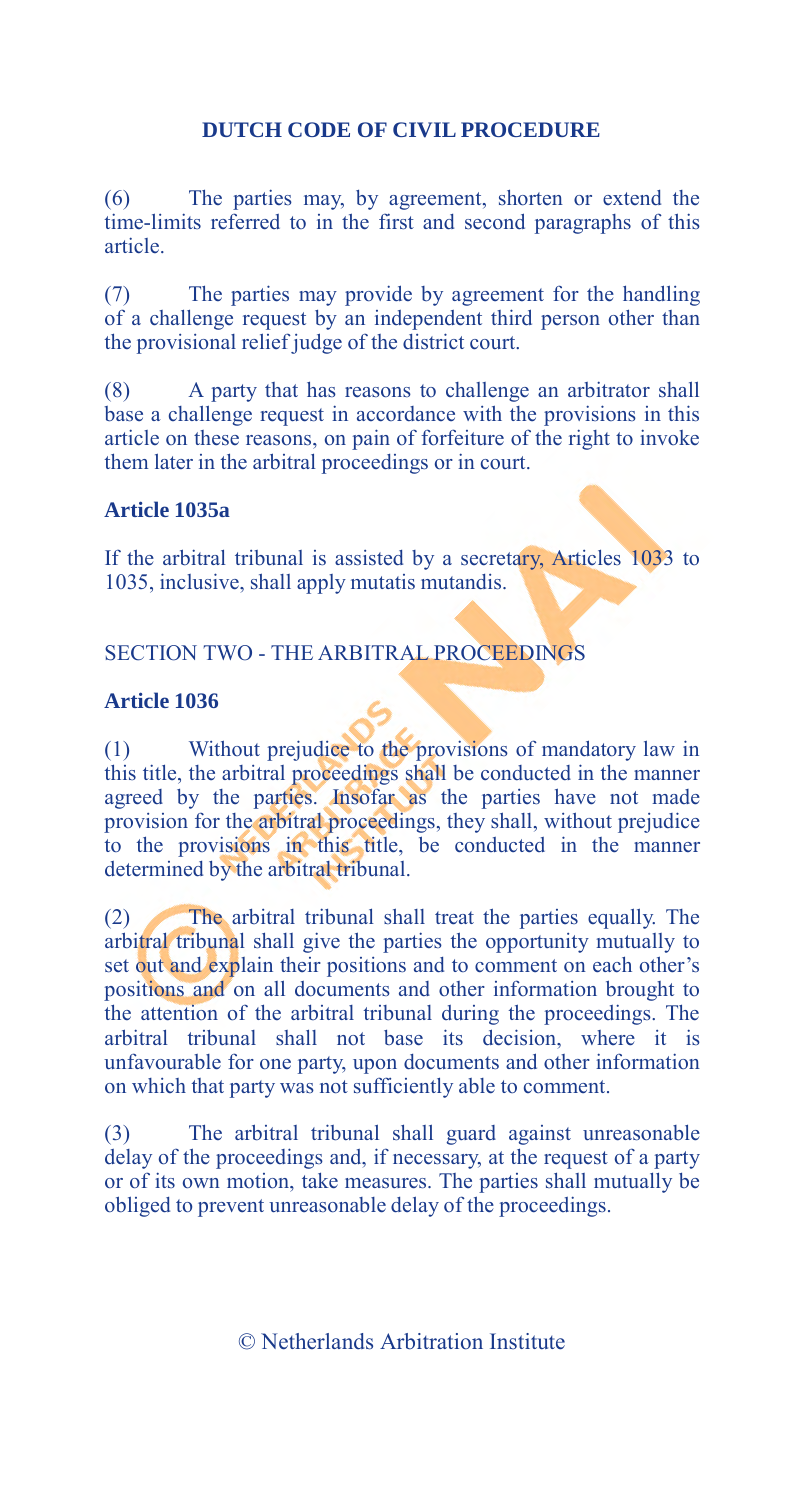(6) The parties may, by agreement, shorten or extend the time-limits referred to in the first and second paragraphs of this article.

(7) The parties may provide by agreement for the handling of a challenge request by an independent third person other than the provisional relief judge of the district court.

(8) A party that has reasons to challenge an arbitrator shall base a challenge request in accordance with the provisions in this article on these reasons, on pain of forfeiture of the right to invoke them later in the arbitral proceedings or in court.

### Article 1035a

If the arbitral tribunal is assisted by a secretary, Articles 1033 to 1035, inclusive, shall apply mutatis mutandis.

## SECTION TWO - THE ARBITRAL PROCEEDINGS

### Article 1036

(1) Without prejudice to the provisions of mandatory law in this title, the arbitral proceedings shall be conducted in the manner agreed by the parties. Insofar as the parties have not made provision for the arbitral proceedings, they shall, without prejudice to the provisions in this title, be conducted in the manner determined by the arbitral tribunal.

(2) The arbitral tribunal shall treat the parties equally. The arbitral tribunal shall give the parties the opportunity mutually to set out and explain their positions and to comment on each other's positions and on all documents and other information brought to the attention of the arbitral tribunal during the proceedings. The arbitral tribunal shall not base its decision, where it is unfavourable for one party, upon documents and other information on which that party was not sufficiently able to comment.

(3) The arbitral tribunal shall guard against unreasonable delay of the proceedings and, if necessary, at the request of a party or of its own motion, take measures. The parties shall mutually be obliged to prevent unreasonable delay of the proceedings.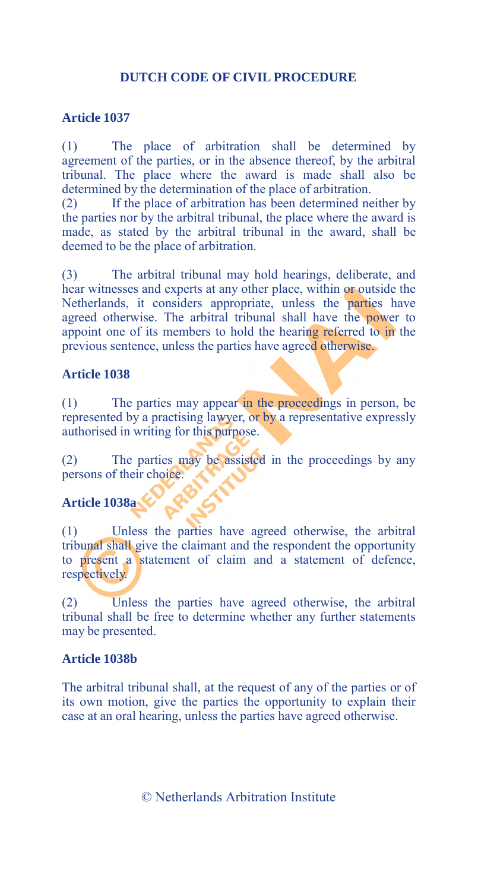## DUTCH CODE OF CIVIL PROCEDURE

### Article 1037

(1) The place of arbitration shall be determined by agreement of the parties, or in the absence thereof, by the arbitral tribunal. The place where the award is made shall also be determined by the determination of the place of arbitration.

(2) If the place of arbitration has been determined neither by the parties nor by the arbitral tribunal, the place where the award is made, as stated by the arbitral tribunal in the award, shall be deemed to be the place of arbitration.

(3) The arbitral tribunal may hold hearings, deliberate, and hear witnesses and experts at any other place, within or outside the Netherlands, it considers appropriate, unless the parties have agreed otherwise. The arbitral tribunal shall have the power to appoint one of its members to hold the hearing referred to in the previous sentence, unless the parties have agreed otherwise.

### Article 1038

(1) The parties may appear in the proceedings in person, be represented by a practising lawyer, or by a representative expressly authorised in writing for this purpose.

(2) The parties may be assisted in the proceedings by any persons of their choice.

### Article 1038a

(1) Unless the parties have agreed otherwise, the arbitral tribunal shall give the claimant and the respondent the opportunity to present a statement of claim and a statement of defence, respectively.

(2) Unless the parties have agreed otherwise, the arbitral tribunal shall be free to determine whether any further statements may be presented.

### Article 1038b

The arbitral tribunal shall, at the request of any of the parties or of its own motion, give the parties the opportunity to explain their case at an oral hearing, unless the parties have agreed otherwise.

© Netherlands Arbitration Institute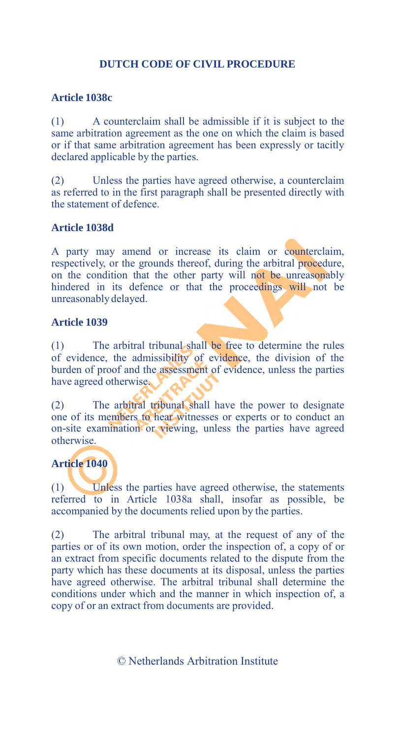## DUTCH CODE OF CIVIL PROCEDURE

### Article 1038c

(1) A counterclaim shall be admissible if it is subject to the same arbitration agreement as the one on which the claim is based or if that same arbitration agreement has been expressly or tacitly declared applicable by the parties.

(2) Unless the parties have agreed otherwise, a counterclaim as referred to in the first paragraph shall be presented directly with the statement of defence.

### Article 1038d

A party may amend or increase its claim or counterclaim, respectively, or the grounds thereof, during the arbitral procedure, on the condition that the other party will not be unreasonably hindered in its defence or that the proceedings will not be unreasonably delayed.

### Article 1039

(1) The arbitral tribunal shall be free to determine the rules of evidence, the admissibility of evidence, the division of the burden of proof and the assessment of evidence, unless the parties have agreed otherwise.

(2) The arbitral tribunal shall have the power to designate one of its members to hear witnesses or experts or to conduct an on-site examination or viewing, unless the parties have agreed otherwise.

### Article 1040

(1) Unless the parties have agreed otherwise, the statements referred to in Article 1038a shall, insofar as possible, be accompanied by the documents relied upon by the parties.

(2) The arbitral tribunal may, at the request of any of the parties or of its own motion, order the inspection of, a copy of or an extract from specific documents related to the dispute from the party which has these documents at its disposal, unless the parties have agreed otherwise. The arbitral tribunal shall determine the conditions under which and the manner in which inspection of, a copy of or an extract from documents are provided.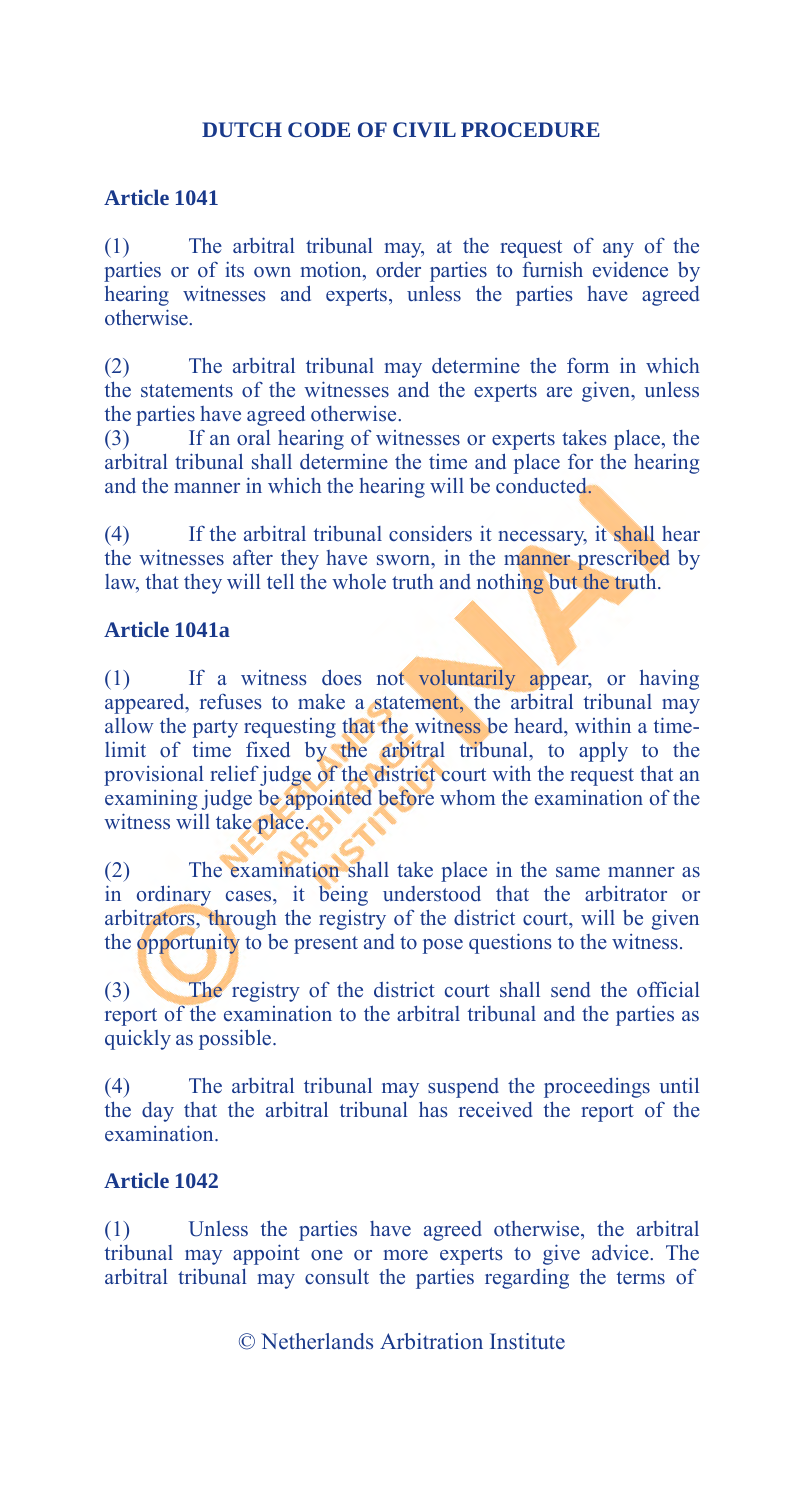# DUTCH CODE OF CIVIL PROCEDURE

## Article 1041

(1) The arbitral tribunal may, at the request of any of the parties or of its own motion, order parties to furnish evidence by hearing witnesses and experts, unless the parties have agreed otherwise.

(2) The arbitral tribunal may determine the form in which the statements of the witnesses and the experts are given, unless the parties have agreed otherwise.

(3) If an oral hearing of witnesses or experts takes place, the arbitral tribunal shall determine the time and place for the hearing and the manner in which the hearing will be conducted.

(4) If the arbitral tribunal considers it necessary, it shall hear the witnesses after they have sworn, in the manner prescribed by law, that they will tell the whole truth and nothing but the truth.

## Article 1041a

(1) If a witness does not voluntarily appear, or having appeared, refuses to make a statement, the arbitral tribunal may allow the party requesting that the witness be heard, within a time-limit of time fixed by the arbitral tribunal, to apply to the provisional relief judge of the district court with the request that an examining judge be appointed before whom the examination of the witness will take place.

(2) The examination shall take place in the same manner as in ordinary cases, it being understood that the arbitrator or arbitrators, through the registry of the district court, will be given the opportunity to be present and to pose questions to the witness.

(3) The registry of the district court shall send the official report of the examination to the arbitral tribunal and the parties as quickly as possible.

(4) The arbitral tribunal may suspend the proceedings until the day that the arbitral tribunal has received the report of the examination.

## Article 1042

(1) Unless the parties have agreed otherwise, the arbitral tribunal may appoint one or more experts to give advice. The arbitral tribunal may consult the parties regarding the terms of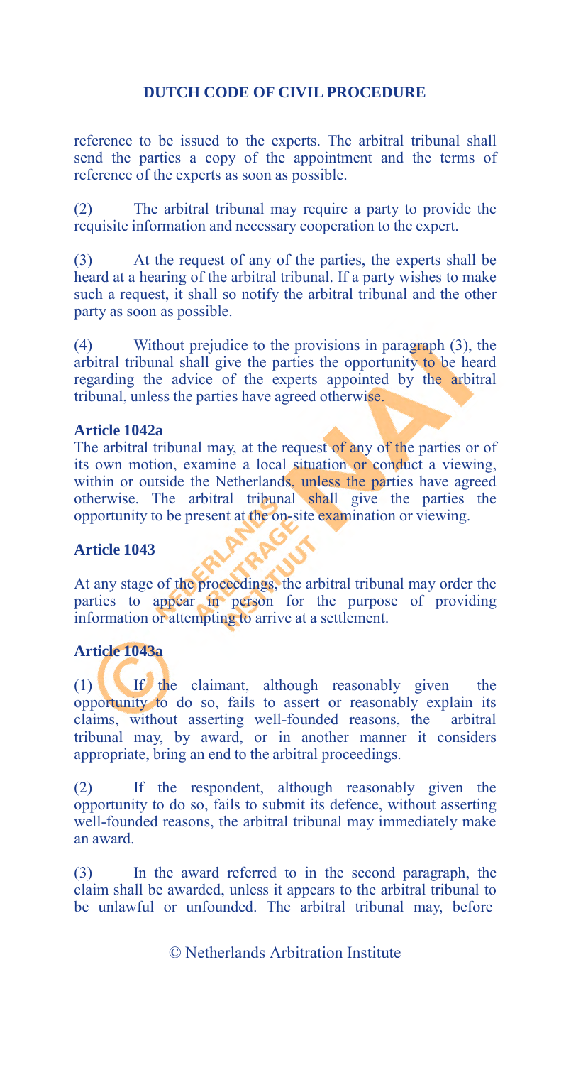reference to be issued to the experts. The arbitral tribunal shall send the parties a copy of the appointment and the terms of reference of the experts as soon as possible.

(2) The arbitral tribunal may require a party to provide the requisite information and necessary cooperation to the expert.

(3) At the request of any of the parties, the experts shall be heard at a hearing of the arbitral tribunal. If a party wishes to make such a request, it shall so notify the arbitral tribunal and the other party as soon as possible.

(4) Without prejudice to the provisions in paragraph (3), the arbitral tribunal shall give the parties the opportunity to be heard regarding the advice of the experts appointed by the arbitral tribunal, unless the parties have agreed otherwise.

**Article 1042a**

The arbitral tribunal may, at the request of any of the parties or of its own motion, examine a local situation or conduct a viewing, within or outside the Netherlands, unless the parties have agreed otherwise. The arbitral tribunal shall give the parties the opportunity to be present at the on-site examination or viewing.

**Article 1043**

At any stage of the proceedings, the arbitral tribunal may order the parties to appear in person for the purpose of providing information or attempting to arrive at a settlement.

**Article 1043a**

(1) If the claimant, although reasonably given the opportunity to do so, fails to assert or reasonably explain its claims, without asserting well-founded reasons, the arbitral tribunal may, by award, or in another manner it considers appropriate, bring an end to the arbitral proceedings.

(2) If the respondent, although reasonably given the opportunity to do so, fails to submit its defence, without asserting well-founded reasons, the arbitral tribunal may immediately make an award.

(3) In the award referred to in the second paragraph, the claim shall be awarded, unless it appears to the arbitral tribunal to be unlawful or unfounded. The arbitral tribunal may, before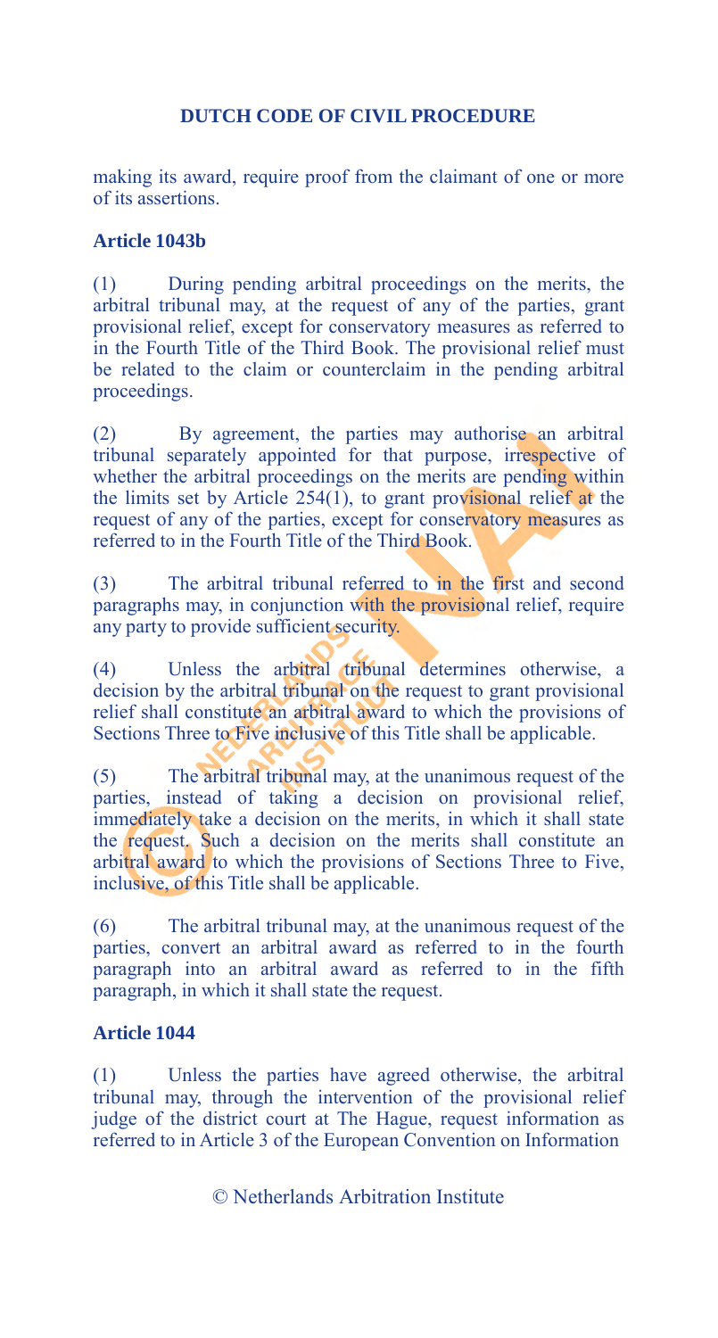making its award, require proof from the claimant of one or more of its assertions.

**Article 1043b**

(1) During pending arbitral proceedings on the merits, the arbitral tribunal may, at the request of any of the parties, grant provisional relief, except for conservatory measures as referred to in the Fourth Title of the Third Book. The provisional relief must be related to the claim or counterclaim in the pending arbitral proceedings.

(2) By agreement, the parties may authorise an arbitral tribunal separately appointed for that purpose, irrespective of whether the arbitral proceedings on the merits are pending within the limits set by Article 254(1), to grant provisional relief at the request of any of the parties, except for conservatory measures as referred to in the Fourth Title of the Third Book.

(3) The arbitral tribunal referred to in the first and second paragraphs may, in conjunction with the provisional relief, require any party to provide sufficient security.

(4) Unless the arbitral tribunal determines otherwise, a decision by the arbitral tribunal on the request to grant provisional relief shall constitute an arbitral award to which the provisions of Sections Three to Five inclusive of this Title shall be applicable.

(5) The arbitral tribunal may, at the unanimous request of the parties, instead of taking a decision on provisional relief, immediately take a decision on the merits, in which it shall state the request. Such a decision on the merits shall constitute an arbitral award to which the provisions of Sections Three to Five, inclusive, of this Title shall be applicable.

(6) The arbitral tribunal may, at the unanimous request of the parties, convert an arbitral award as referred to in the fourth paragraph into an arbitral award as referred to in the fifth paragraph, in which it shall state the request.

**Article 1044**

(1) Unless the parties have agreed otherwise, the arbitral tribunal may, through the intervention of the provisional relief judge of the district court at The Hague, request information as referred to in Article 3 of the European Convention on Information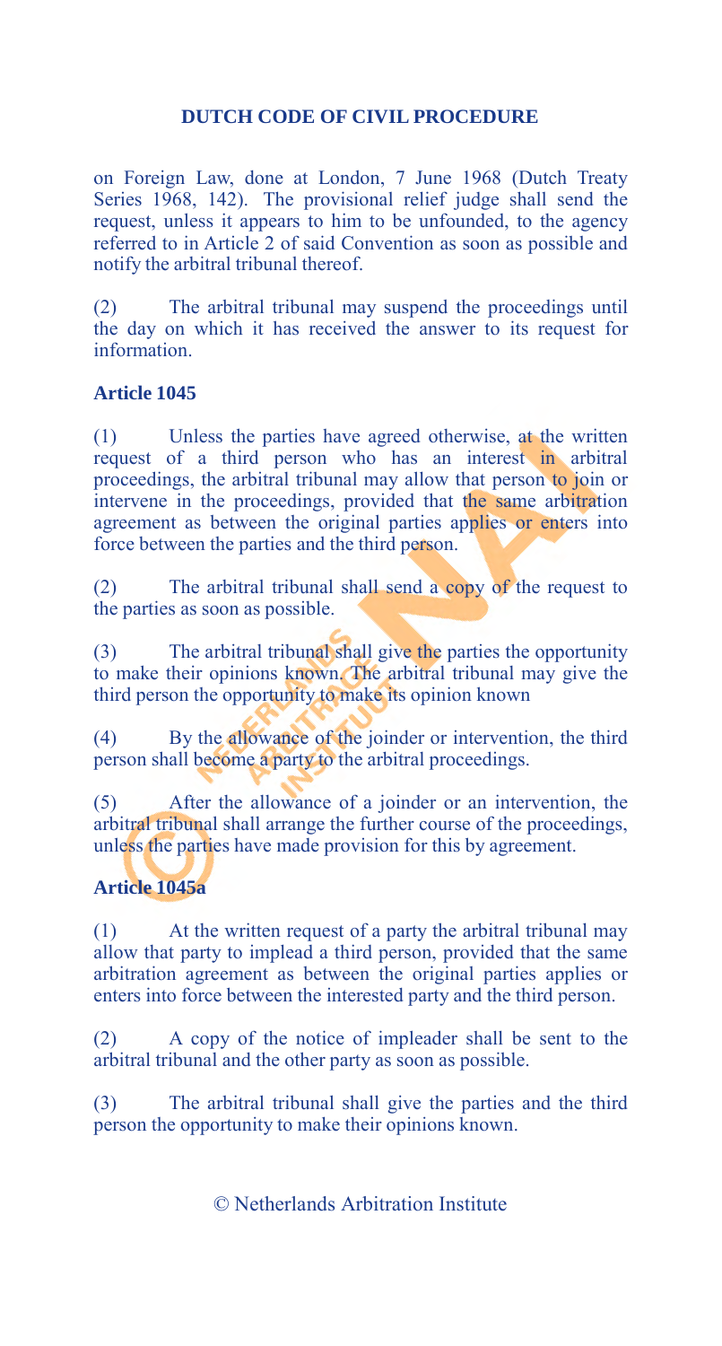on Foreign Law, done at London, 7 June 1968 (Dutch Treaty Series 1968, 142). The provisional relief judge shall send the request, unless it appears to him to be unfounded, to the agency referred to in Article 2 of said Convention as soon as possible and notify the arbitral tribunal thereof.

(2) The arbitral tribunal may suspend the proceedings until the day on which it has received the answer to its request for information.

**Article 1045**

(1) Unless the parties have agreed otherwise, at the written request of a third person who has an interest in arbitral proceedings, the arbitral tribunal may allow that person to join or intervene in the proceedings, provided that the same arbitration agreement as between the original parties applies or enters into force between the parties and the third person.

(2) The arbitral tribunal shall send a copy of the request to the parties as soon as possible.

(3) The arbitral tribunal shall give the parties the opportunity to make their opinions known. The arbitral tribunal may give the third person the opportunity to make its opinion known

(4) By the allowance of the joinder or intervention, the third person shall become a party to the arbitral proceedings.

(5) After the allowance of a joinder or an intervention, the arbitral tribunal shall arrange the further course of the proceedings, unless the parties have made provision for this by agreement.

**Article 1045a**

(1) At the written request of a party the arbitral tribunal may allow that party to implead a third person, provided that the same arbitration agreement as between the original parties applies or enters into force between the interested party and the third person.

(2) A copy of the notice of impleader shall be sent to the arbitral tribunal and the other party as soon as possible.

(3) The arbitral tribunal shall give the parties and the third person the opportunity to make their opinions known.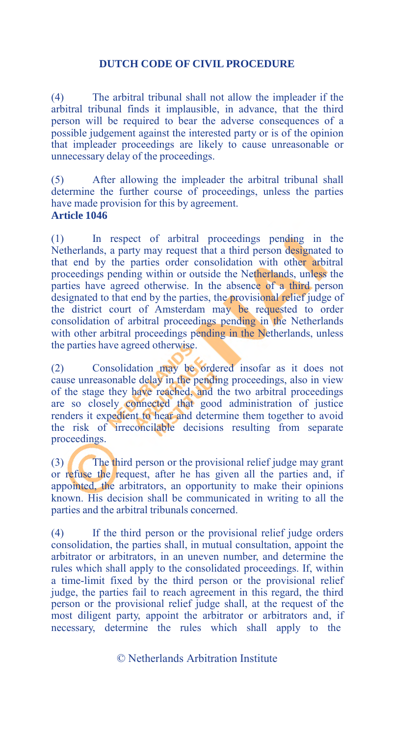(4) The arbitral tribunal shall not allow the impleader if the arbitral tribunal finds it implausible, in advance, that the third person will be required to bear the adverse consequences of a possible judgement against the interested party or is of the opinion that impleader proceedings are likely to cause unreasonable or unnecessary delay of the proceedings.

(5) After allowing the impleader the arbitral tribunal shall determine the further course of proceedings, unless the parties have made provision for this by agreement.

**Article 1046**

(1) In respect of arbitral proceedings pending in the Netherlands, a party may request that a third person designated to that end by the parties order consolidation with other arbitral proceedings pending within or outside the Netherlands, unless the parties have agreed otherwise. In the absence of a third person designated to that end by the parties, the provisional relief judge of the district court of Amsterdam may be requested to order consolidation of arbitral proceedings pending in the Netherlands with other arbitral proceedings pending in the Netherlands, unless the parties have agreed otherwise.

(2) Consolidation may be ordered insofar as it does not cause unreasonable delay in the pending proceedings, also in view of the stage they have reached, and the two arbitral proceedings are so closely connected that good administration of justice renders it expedient to hear and determine them together to avoid the risk of irreconcilable decisions resulting from separate proceedings.

(3) The third person or the provisional relief judge may grant or refuse the request, after he has given all the parties and, if appointed, the arbitrators, an opportunity to make their opinions known. His decision shall be communicated in writing to all the parties and the arbitral tribunals concerned.

(4) If the third person or the provisional relief judge orders consolidation, the parties shall, in mutual consultation, appoint the arbitrator or arbitrators, in an uneven number, and determine the rules which shall apply to the consolidated proceedings. If, within a time-limit fixed by the third person or the provisional relief judge, the parties fail to reach agreement in this regard, the third person or the provisional relief judge shall, at the request of the most diligent party, appoint the arbitrator or arbitrators and, if necessary, determine the rules which shall apply to the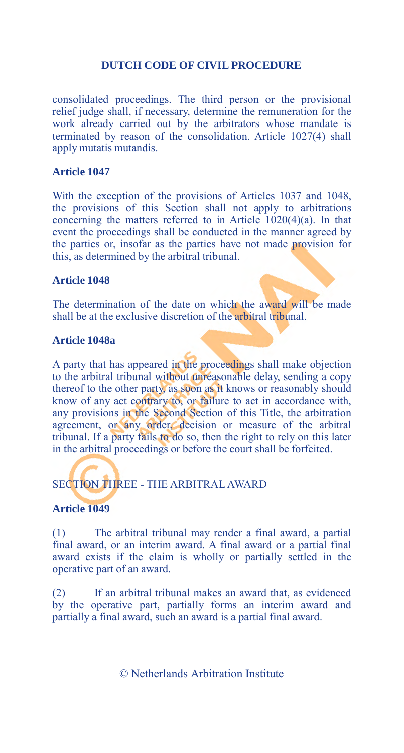consolidated proceedings. The third person or the provisional relief judge shall, if necessary, determine the remuneration for the work already carried out by the arbitrators whose mandate is terminated by reason of the consolidation. Article 1027(4) shall apply mutatis mutandis.

### Article 1047

With the exception of the provisions of Articles 1037 and 1048, the provisions of this Section shall not apply to arbitrations concerning the matters referred to in Article 1020(4)(a). In that event the proceedings shall be conducted in the manner agreed by the parties or, insofar as the parties have not made provision for this, as determined by the arbitral tribunal.

### Article 1048

The determination of the date on which the award will be made shall be at the exclusive discretion of the arbitral tribunal.

### Article 1048a

A party that has appeared in the proceedings shall make objection to the arbitral tribunal without unreasonable delay, sending a copy thereof to the other party, as soon as it knows or reasonably should know of any act contrary to, or failure to act in accordance with, any provisions in the Second Section of this Title, the arbitration agreement, or any order, decision or measure of the arbitral tribunal. If a party fails to do so, then the right to rely on this later in the arbitral proceedings or before the court shall be forfeited.

## SECTION THREE - THE ARBITRAL AWARD

### Article 1049

(1) The arbitral tribunal may render a final award, a partial final award, or an interim award. A final award or a partial final award exists if the claim is wholly or partially settled in the operative part of an award.

(2) If an arbitral tribunal makes an award that, as evidenced by the operative part, partially forms an interim award and partially a final award, such an award is a partial final award.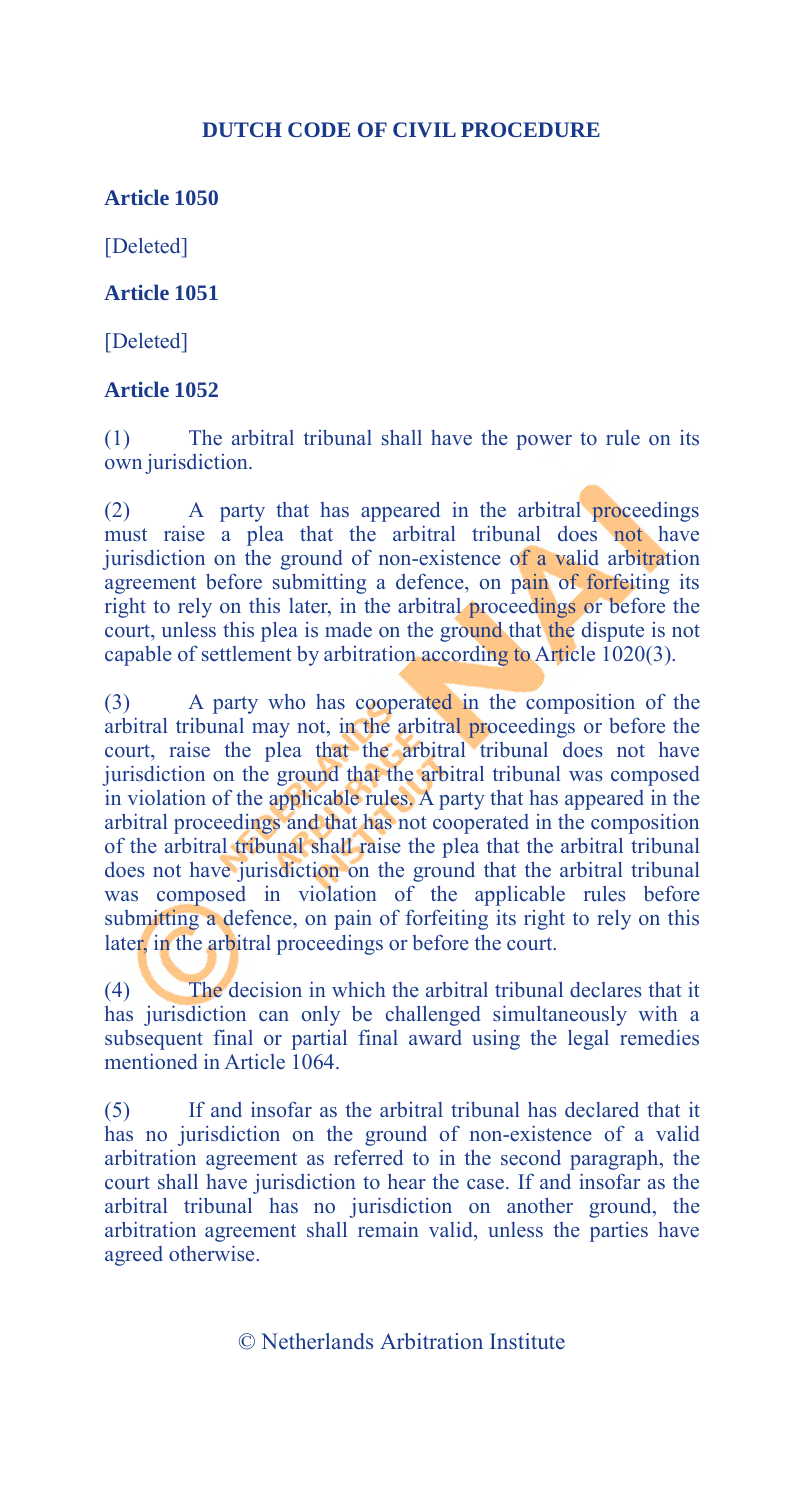**DUTCH CODE OF CIVIL PROCEDURE**

**Article 1050**

[Deleted]

**Article 1051**

[Deleted]

**Article 1052**

(1) The arbitral tribunal shall have the power to rule on its own jurisdiction.

(2) A party that has appeared in the arbitral proceedings must raise a plea that the arbitral tribunal does not have jurisdiction on the ground of non-existence of a valid arbitration agreement before submitting a defence, on pain of forfeiting its right to rely on this later, in the arbitral proceedings or before the court, unless this plea is made on the ground that the dispute is not capable of settlement by arbitration according to Article 1020(3).

(3) A party who has cooperated in the composition of the arbitral tribunal may not, in the arbitral proceedings or before the court, raise the plea that the arbitral tribunal does not have jurisdiction on the ground that the arbitral tribunal was composed in violation of the applicable rules. A party that has appeared in the arbitral proceedings and that has not cooperated in the composition of the arbitral tribunal shall raise the plea that the arbitral tribunal does not have jurisdiction on the ground that the arbitral tribunal was composed in violation of the applicable rules before submitting a defence, on pain of forfeiting its right to rely on this later, in the arbitral proceedings or before the court.

(4) The decision in which the arbitral tribunal declares that it has jurisdiction can only be challenged simultaneously with a subsequent final or partial final award using the legal remedies mentioned in Article 1064.

(5) If and insofar as the arbitral tribunal has declared that it has no jurisdiction on the ground of non-existence of a valid arbitration agreement as referred to in the second paragraph, the court shall have jurisdiction to hear the case. If and insofar as the arbitral tribunal has no jurisdiction on another ground, the arbitration agreement shall remain valid, unless the parties have agreed otherwise.

© Netherlands Arbitration Institute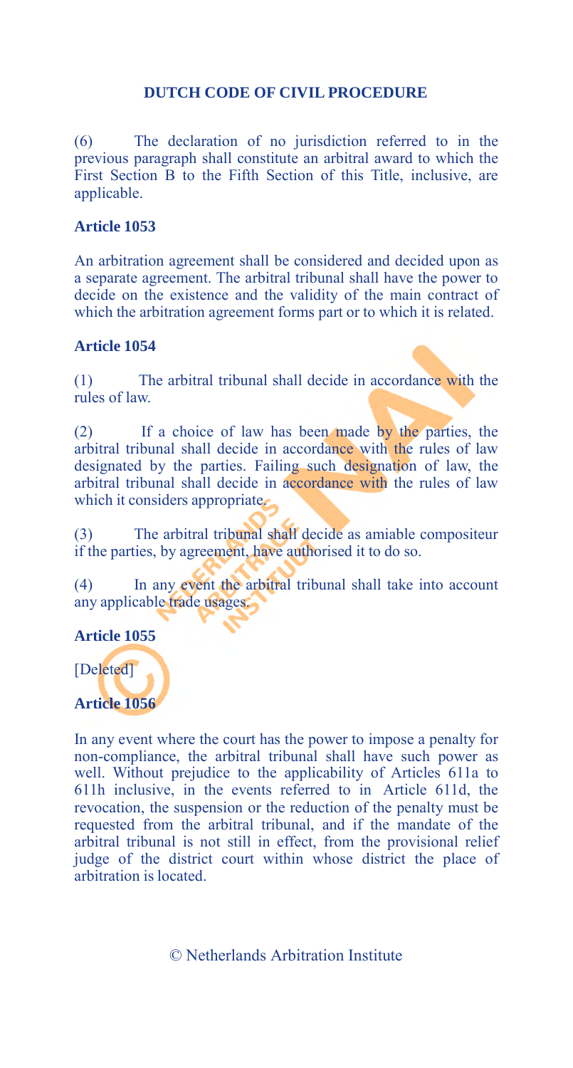(6) The declaration of no jurisdiction referred to in the previous paragraph shall constitute an arbitral award to which the First Section B to the Fifth Section of this Title, inclusive, are applicable.

**Article 1053**

An arbitration agreement shall be considered and decided upon as a separate agreement. The arbitral tribunal shall have the power to decide on the existence and the validity of the main contract of which the arbitration agreement forms part or to which it is related.

**Article 1054**

(1) The arbitral tribunal shall decide in accordance with the rules of law.

(2) If a choice of law has been made by the parties, the arbitral tribunal shall decide in accordance with the rules of law designated by the parties. Failing such designation of law, the arbitral tribunal shall decide in accordance with the rules of law which it considers appropriate.

(3) The arbitral tribunal shall decide as amiable compositeur if the parties, by agreement, have authorised it to do so.

(4) In any event the arbitral tribunal shall take into account any applicable trade usages.

**Article 1055**

[Deleted]

**Article 1056**

In any event where the court has the power to impose a penalty for non-compliance, the arbitral tribunal shall have such power as well. Without prejudice to the applicability of Articles 611a to 611h inclusive, in the events referred to in Article 611d, the revocation, the suspension or the reduction of the penalty must be requested from the arbitral tribunal, and if the mandate of the arbitral tribunal is not still in effect, from the provisional relief judge of the district court within whose district the place of arbitration is located.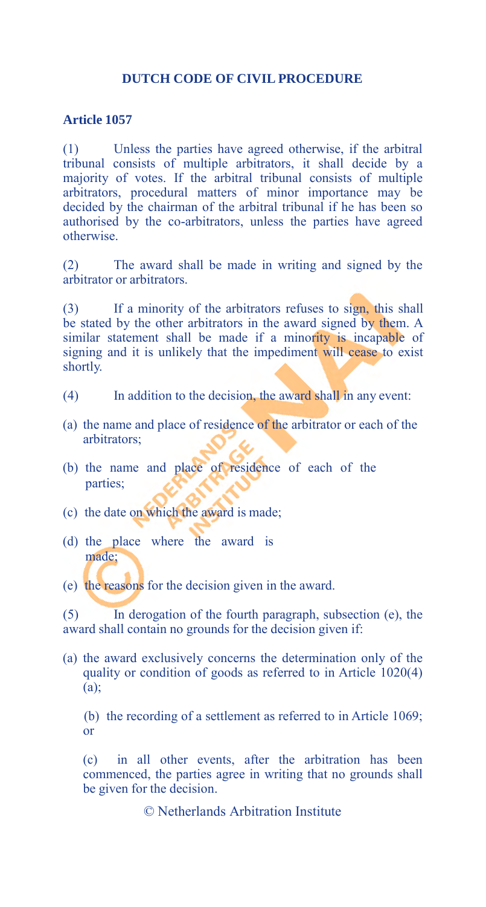## DUTCH CODE OF CIVIL PROCEDURE

### Article 1057

(1) Unless the parties have agreed otherwise, if the arbitral tribunal consists of multiple arbitrators, it shall decide by a majority of votes. If the arbitral tribunal consists of multiple arbitrators, procedural matters of minor importance may be decided by the chairman of the arbitral tribunal if he has been so authorised by the co-arbitrators, unless the parties have agreed otherwise.

(2) The award shall be made in writing and signed by the arbitrator or arbitrators.

(3) If a minority of the arbitrators refuses to sign, this shall be stated by the other arbitrators in the award signed by them. A similar statement shall be made if a minority is incapable of signing and it is unlikely that the impediment will cease to exist shortly.

(4) In addition to the decision, the award shall in any event:

(a) the name and place of residence of the arbitrator or each of the arbitrators;

(b) the name and place of residence of each of the parties;

(c) the date on which the award is made;

(d) the place where the award is made;

(e) the reasons for the decision given in the award.

(5) In derogation of the fourth paragraph, subsection (e), the award shall contain no grounds for the decision given if:

(a) the award exclusively concerns the determination only of the quality or condition of goods as referred to in Article 1020(4)(a);

(b) the recording of a settlement as referred to in Article 1069; or

(c) in all other events, after the arbitration has been commenced, the parties agree in writing that no grounds shall be given for the decision.

© Netherlands Arbitration Institute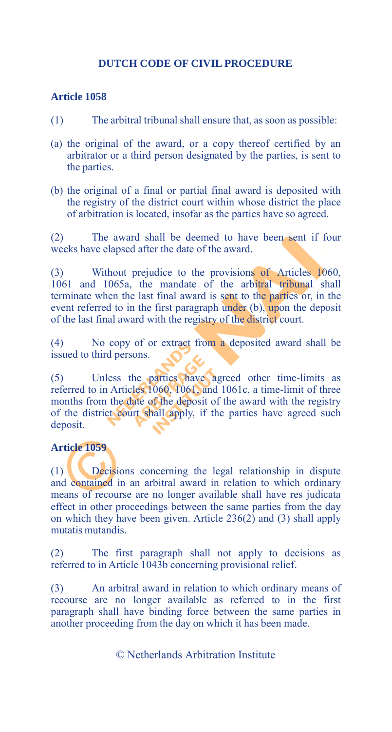# DUTCH CODE OF CIVIL PROCEDURE

## Article 1058

(1) The arbitral tribunal shall ensure that, as soon as possible:

(a) the original of the award, or a copy thereof certified by an arbitrator or a third person designated by the parties, is sent to the parties.

(b) the original of a final or partial final award is deposited with the registry of the district court within whose district the place of arbitration is located, insofar as the parties have so agreed.

(2) The award shall be deemed to have been sent if four weeks have elapsed after the date of the award.

(3) Without prejudice to the provisions of Articles 1060, 1061 and 1065a, the mandate of the arbitral tribunal shall terminate when the last final award is sent to the parties or, in the event referred to in the first paragraph under (b), upon the deposit of the last final award with the registry of the district court.

(4) No copy of or extract from a deposited award shall be issued to third persons.

(5) Unless the parties have agreed other time-limits as referred to in Articles 1060, 1061, and 1061c, a time-limit of three months from the date of the deposit of the award with the registry of the district court shall apply, if the parties have agreed such deposit.

## Article 1059

(1) Decisions concerning the legal relationship in dispute and contained in an arbitral award in relation to which ordinary means of recourse are no longer available shall have res judicata effect in other proceedings between the same parties from the day on which they have been given. Article 236(2) and (3) shall apply mutatis mutandis.

(2) The first paragraph shall not apply to decisions as referred to in Article 1043b concerning provisional relief.

(3) An arbitral award in relation to which ordinary means of recourse are no longer available as referred to in the first paragraph shall have binding force between the same parties in another proceeding from the day on which it has been made.

© Netherlands Arbitration Institute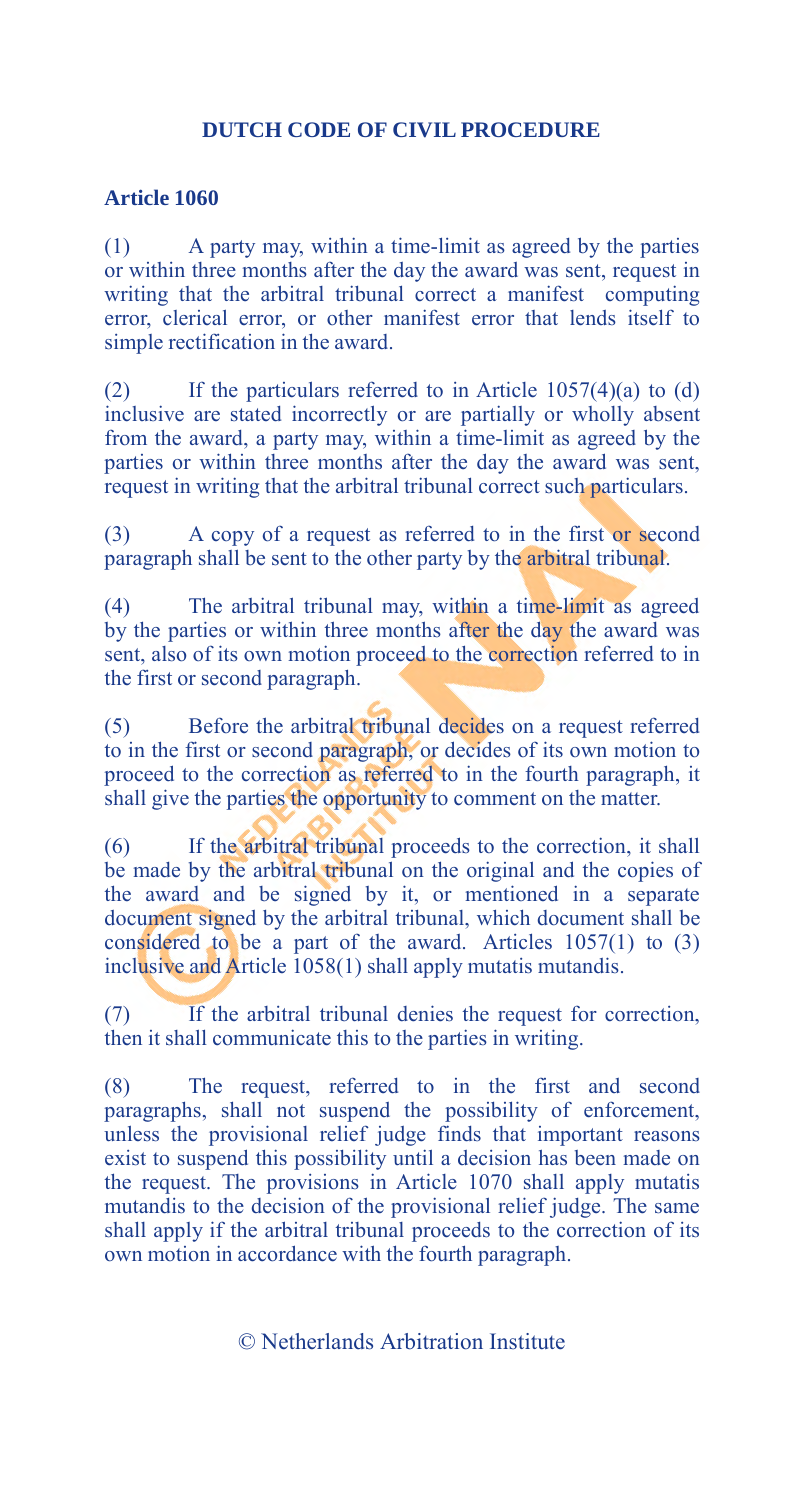# DUTCH CODE OF CIVIL PROCEDURE

## Article 1060

(1) A party may, within a time-limit as agreed by the parties or within three months after the day the award was sent, request in writing that the arbitral tribunal correct a manifest computing error, clerical error, or other manifest error that lends itself to simple rectification in the award.

(2) If the particulars referred to in Article 1057(4)(a) to (d) inclusive are stated incorrectly or are partially or wholly absent from the award, a party may, within a time-limit as agreed by the parties or within three months after the day the award was sent, request in writing that the arbitral tribunal correct such particulars.

(3) A copy of a request as referred to in the first or second paragraph shall be sent to the other party by the arbitral tribunal.

(4) The arbitral tribunal may, within a time-limit as agreed by the parties or within three months after the day the award was sent, also of its own motion proceed to the correction referred to in the first or second paragraph.

(5) Before the arbitral tribunal decides on a request referred to in the first or second paragraph, or decides of its own motion to proceed to the correction as referred to in the fourth paragraph, it shall give the parties the opportunity to comment on the matter.

(6) If the arbitral tribunal proceeds to the correction, it shall be made by the arbitral tribunal on the original and the copies of the award and be signed by it, or mentioned in a separate document signed by the arbitral tribunal, which document shall be considered to be a part of the award. Articles 1057(1) to (3) inclusive and Article 1058(1) shall apply mutatis mutandis.

(7) If the arbitral tribunal denies the request for correction, then it shall communicate this to the parties in writing.

(8) The request, referred to in the first and second paragraphs, shall not suspend the possibility of enforcement, unless the provisional relief judge finds that important reasons exist to suspend this possibility until a decision has been made on the request. The provisions in Article 1070 shall apply mutatis mutandis to the decision of the provisional relief judge. The same shall apply if the arbitral tribunal proceeds to the correction of its own motion in accordance with the fourth paragraph.

© Netherlands Arbitration Institute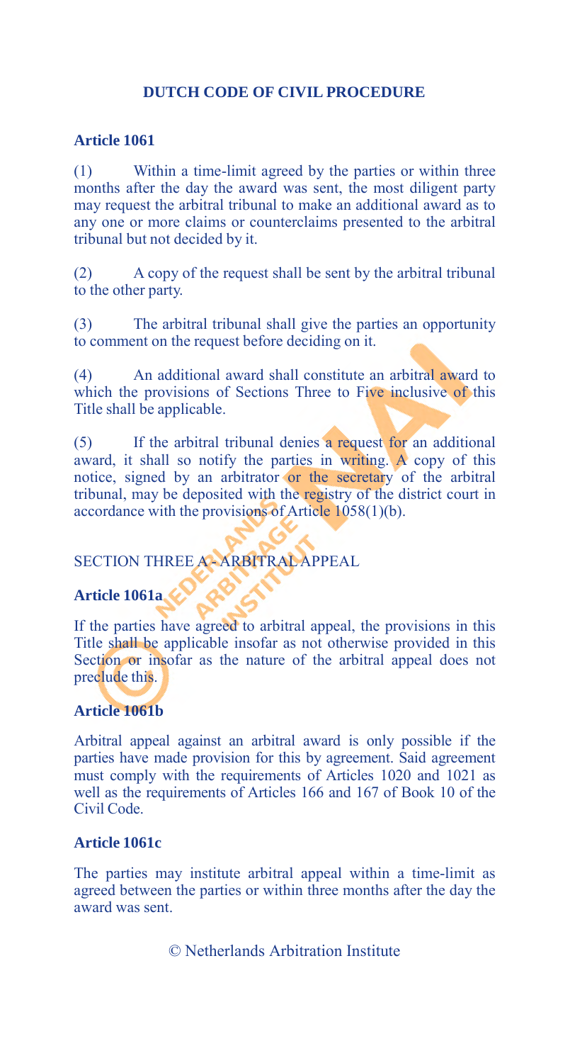**DUTCH CODE OF CIVIL PROCEDURE**

### Article 1061

(1) Within a time-limit agreed by the parties or within three months after the day the award was sent, the most diligent party may request the arbitral tribunal to make an additional award as to any one or more claims or counterclaims presented to the arbitral tribunal but not decided by it.

(2) A copy of the request shall be sent by the arbitral tribunal to the other party.

(3) The arbitral tribunal shall give the parties an opportunity to comment on the request before deciding on it.

(4) An additional award shall constitute an arbitral award to which the provisions of Sections Three to Five inclusive of this Title shall be applicable.

(5) If the arbitral tribunal denies a request for an additional award, it shall so notify the parties in writing. A copy of this notice, signed by an arbitrator or the secretary of the arbitral tribunal, may be deposited with the registry of the district court in accordance with the provisions of Article 1058(1)(b).

## SECTION THREE A - ARBITRAL APPEAL

### Article 1061a

If the parties have agreed to arbitral appeal, the provisions in this Title shall be applicable insofar as not otherwise provided in this Section or insofar as the nature of the arbitral appeal does not preclude this.

### Article 1061b

Arbitral appeal against an arbitral award is only possible if the parties have made provision for this by agreement. Said agreement must comply with the requirements of Articles 1020 and 1021 as well as the requirements of Articles 166 and 167 of Book 10 of the Civil Code.

### Article 1061c

The parties may institute arbitral appeal within a time-limit as agreed between the parties or within three months after the day the award was sent.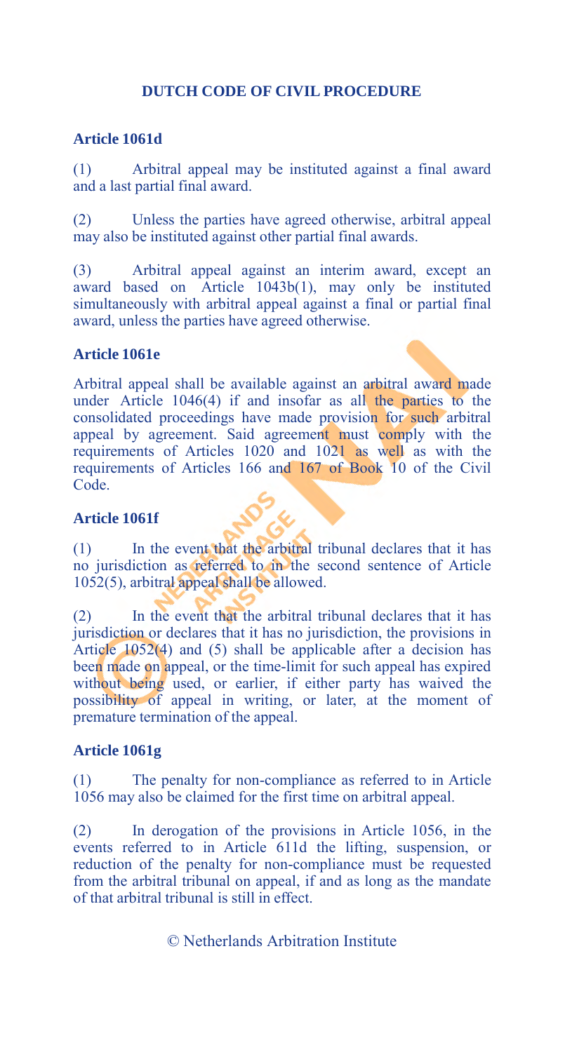# DUTCH CODE OF CIVIL PROCEDURE

### Article 1061d

(1) Arbitral appeal may be instituted against a final award and a last partial final award.

(2) Unless the parties have agreed otherwise, arbitral appeal may also be instituted against other partial final awards.

(3) Arbitral appeal against an interim award, except an award based on Article 1043b(1), may only be instituted simultaneously with arbitral appeal against a final or partial final award, unless the parties have agreed otherwise.

### Article 1061e

Arbitral appeal shall be available against an arbitral award made under Article 1046(4) if and insofar as all the parties to the consolidated proceedings have made provision for such arbitral appeal by agreement. Said agreement must comply with the requirements of Articles 1020 and 1021 as well as with the requirements of Articles 166 and 167 of Book 10 of the Civil Code.

### Article 1061f

(1) In the event that the arbitral tribunal declares that it has no jurisdiction as referred to in the second sentence of Article 1052(5), arbitral appeal shall be allowed.

(2) In the event that the arbitral tribunal declares that it has jurisdiction or declares that it has no jurisdiction, the provisions in Article 1052(4) and (5) shall be applicable after a decision has been made on appeal, or the time-limit for such appeal has expired without being used, or earlier, if either party has waived the possibility of appeal in writing, or later, at the moment of premature termination of the appeal.

### Article 1061g

(1) The penalty for non-compliance as referred to in Article 1056 may also be claimed for the first time on arbitral appeal.

(2) In derogation of the provisions in Article 1056, in the events referred to in Article 611d the lifting, suspension, or reduction of the penalty for non-compliance must be requested from the arbitral tribunal on appeal, if and as long as the mandate of that arbitral tribunal is still in effect.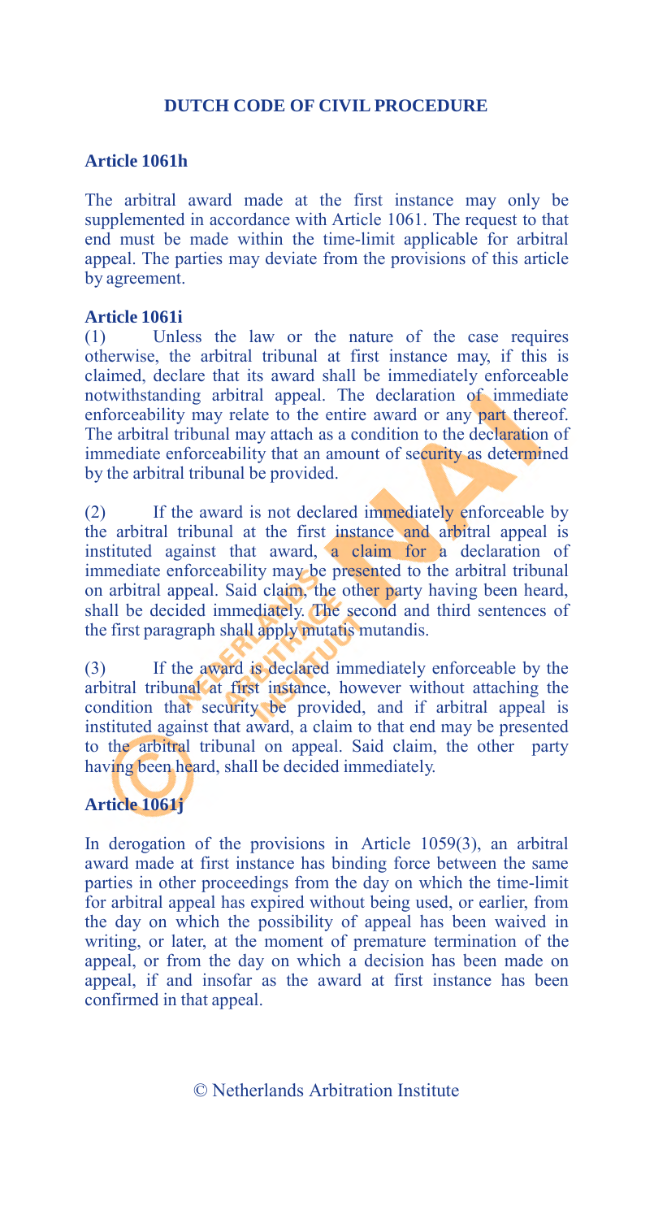# DUTCH CODE OF CIVIL PROCEDURE

## Article 1061h

The arbitral award made at the first instance may only be supplemented in accordance with Article 1061. The request to that end must be made within the time-limit applicable for arbitral appeal. The parties may deviate from the provisions of this article by agreement.

## Article 1061i

(1) Unless the law or the nature of the case requires otherwise, the arbitral tribunal at first instance may, if this is claimed, declare that its award shall be immediately enforceable notwithstanding arbitral appeal. The declaration of immediate enforceability may relate to the entire award or any part thereof. The arbitral tribunal may attach as a condition to the declaration of immediate enforceability that an amount of security as determined by the arbitral tribunal be provided.

(2) If the award is not declared immediately enforceable by the arbitral tribunal at the first instance and arbitral appeal is instituted against that award, a claim for a declaration of immediate enforceability may be presented to the arbitral tribunal on arbitral appeal. Said claim, the other party having been heard, shall be decided immediately. The second and third sentences of the first paragraph shall apply mutatis mutandis.

(3) If the award is declared immediately enforceable by the arbitral tribunal at first instance, however without attaching the condition that security be provided, and if arbitral appeal is instituted against that award, a claim to that end may be presented to the arbitral tribunal on appeal. Said claim, the other party having been heard, shall be decided immediately.

## Article 1061j

In derogation of the provisions in Article 1059(3), an arbitral award made at first instance has binding force between the same parties in other proceedings from the day on which the time-limit for arbitral appeal has expired without being used, or earlier, from the day on which the possibility of appeal has been waived in writing, or later, at the moment of premature termination of the appeal, or from the day on which a decision has been made on appeal, if and insofar as the award at first instance has been confirmed in that appeal.

© Netherlands Arbitration Institute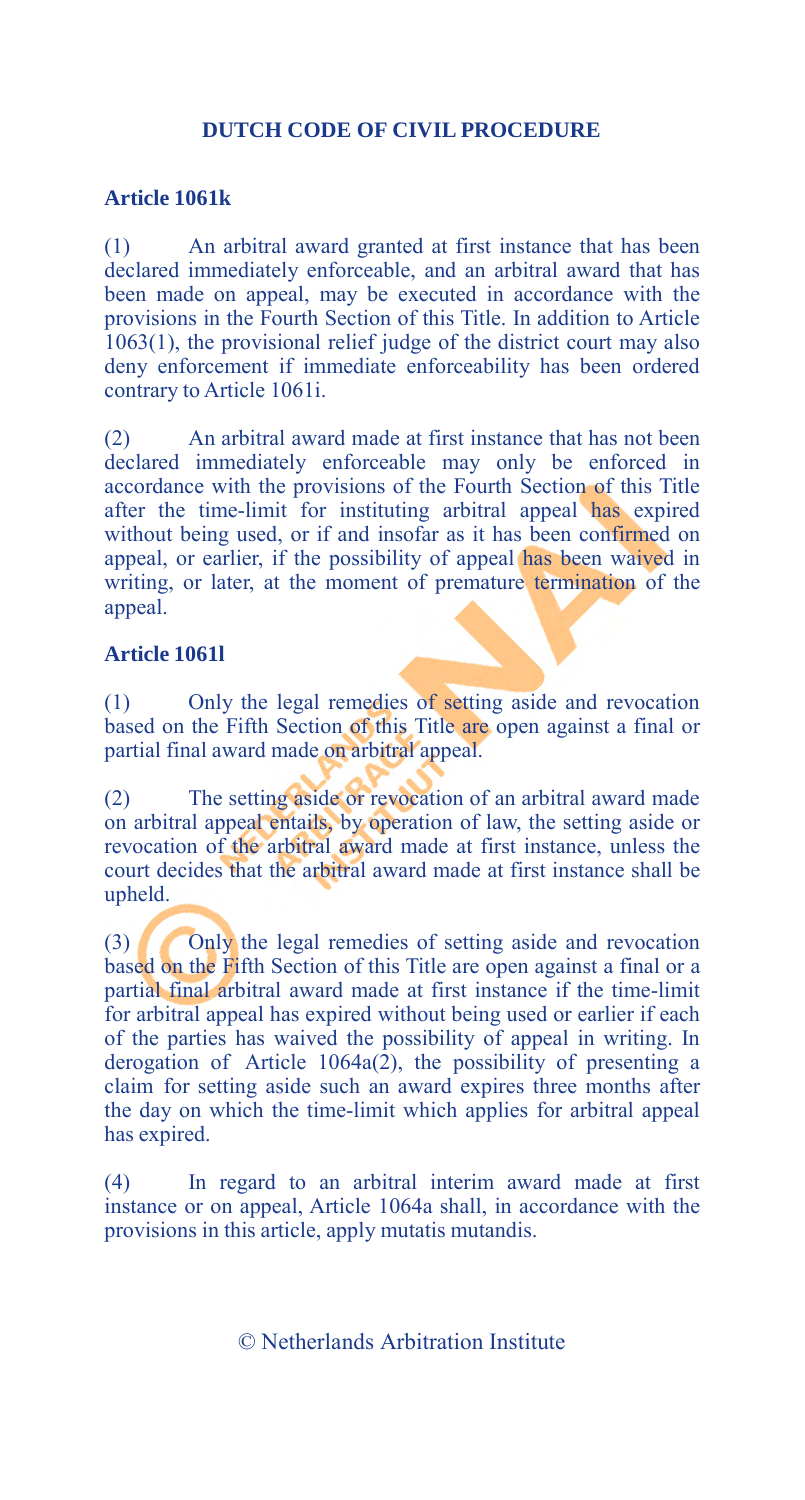# DUTCH CODE OF CIVIL PROCEDURE

**Article 1061k**

(1) An arbitral award granted at first instance that has been declared immediately enforceable, and an arbitral award that has been made on appeal, may be executed in accordance with the provisions in the Fourth Section of this Title. In addition to Article 1063(1), the provisional relief judge of the district court may also deny enforcement if immediate enforceability has been ordered contrary to Article 1061i.

(2) An arbitral award made at first instance that has not been declared immediately enforceable may only be enforced in accordance with the provisions of the Fourth Section of this Title after the time-limit for instituting arbitral appeal has expired without being used, or if and insofar as it has been confirmed on appeal, or earlier, if the possibility of appeal has been waived in writing, or later, at the moment of premature termination of the appeal.

**Article 1061l**

(1) Only the legal remedies of setting aside and revocation based on the Fifth Section of this Title are open against a final or partial final award made on arbitral appeal.

(2) The setting aside or revocation of an arbitral award made on arbitral appeal entails, by operation of law, the setting aside or revocation of the arbitral award made at first instance, unless the court decides that the arbitral award made at first instance shall be upheld.

(3) Only the legal remedies of setting aside and revocation based on the Fifth Section of this Title are open against a final or a partial final arbitral award made at first instance if the time-limit for arbitral appeal has expired without being used or earlier if each of the parties has waived the possibility of appeal in writing. In derogation of Article 1064a(2), the possibility of presenting a claim for setting aside such an award expires three months after the day on which the time-limit which applies for arbitral appeal has expired.

(4) In regard to an arbitral interim award made at first instance or on appeal, Article 1064a shall, in accordance with the provisions in this article, apply mutatis mutandis.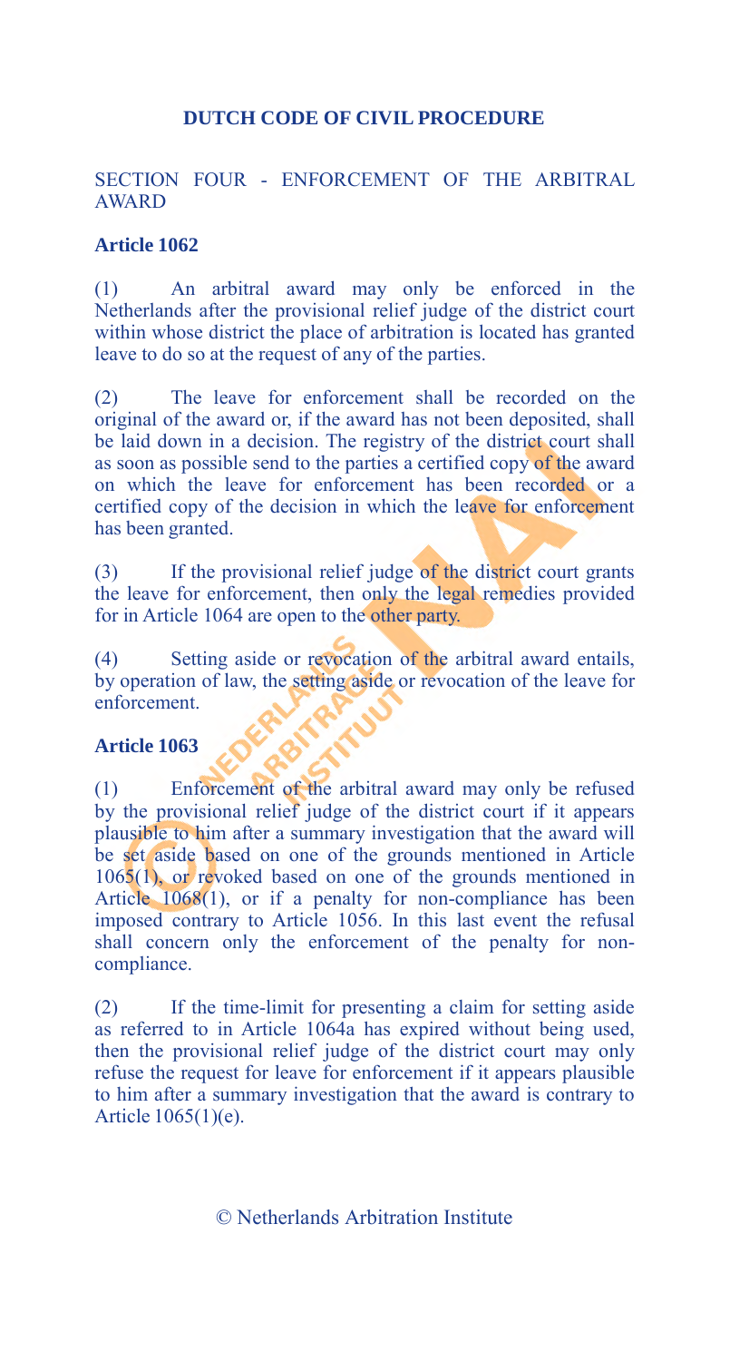# DUTCH CODE OF CIVIL PROCEDURE

## SECTION FOUR - ENFORCEMENT OF THE ARBITRAL AWARD

### Article 1062

(1) An arbitral award may only be enforced in the Netherlands after the provisional relief judge of the district court within whose district the place of arbitration is located has granted leave to do so at the request of any of the parties.

(2) The leave for enforcement shall be recorded on the original of the award or, if the award has not been deposited, shall be laid down in a decision. The registry of the district court shall as soon as possible send to the parties a certified copy of the award on which the leave for enforcement has been recorded or a certified copy of the decision in which the leave for enforcement has been granted.

(3) If the provisional relief judge of the district court grants the leave for enforcement, then only the legal remedies provided for in Article 1064 are open to the other party.

(4) Setting aside or revocation of the arbitral award entails, by operation of law, the setting aside or revocation of the leave for enforcement.

### Article 1063

(1) Enforcement of the arbitral award may only be refused by the provisional relief judge of the district court if it appears plausible to him after a summary investigation that the award will be set aside based on one of the grounds mentioned in Article 1065(1), or revoked based on one of the grounds mentioned in Article 1068(1), or if a penalty for non-compliance has been imposed contrary to Article 1056. In this last event the refusal shall concern only the enforcement of the penalty for non-compliance.

(2) If the time-limit for presenting a claim for setting aside as referred to in Article 1064a has expired without being used, then the provisional relief judge of the district court may only refuse the request for leave for enforcement if it appears plausible to him after a summary investigation that the award is contrary to Article 1065(1)(e).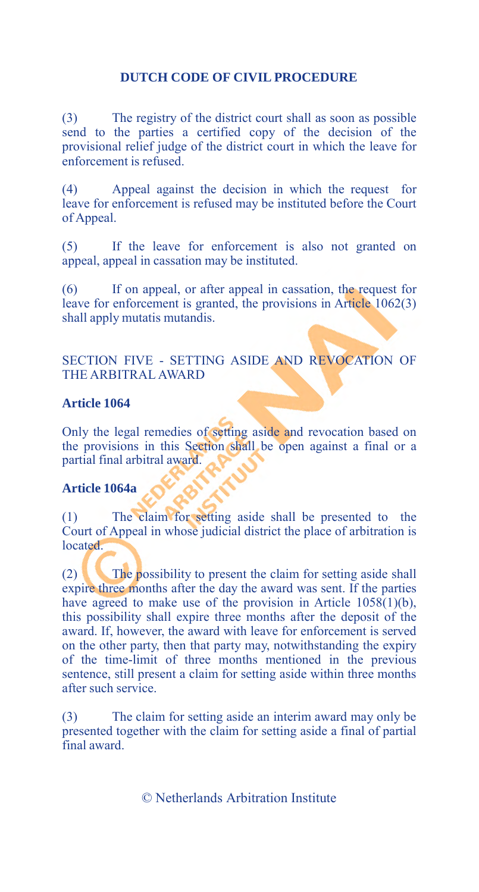(3) The registry of the district court shall as soon as possible send to the parties a certified copy of the decision of the provisional relief judge of the district court in which the leave for enforcement is refused.

(4) Appeal against the decision in which the request for leave for enforcement is refused may be instituted before the Court of Appeal.

(5) If the leave for enforcement is also not granted on appeal, appeal in cassation may be instituted.

(6) If on appeal, or after appeal in cassation, the request for leave for enforcement is granted, the provisions in Article 1062(3) shall apply mutatis mutandis.

## SECTION FIVE - SETTING ASIDE AND REVOCATION OF THE ARBITRAL AWARD

### Article 1064

Only the legal remedies of setting aside and revocation based on the provisions in this Section shall be open against a final or a partial final arbitral award.

### Article 1064a

(1) The claim for setting aside shall be presented to the Court of Appeal in whose judicial district the place of arbitration is located.

(2) The possibility to present the claim for setting aside shall expire three months after the day the award was sent. If the parties have agreed to make use of the provision in Article 1058(1)(b), this possibility shall expire three months after the deposit of the award. If, however, the award with leave for enforcement is served on the other party, then that party may, notwithstanding the expiry of the time-limit of three months mentioned in the previous sentence, still present a claim for setting aside within three months after such service.

(3) The claim for setting aside an interim award may only be presented together with the claim for setting aside a final of partial final award.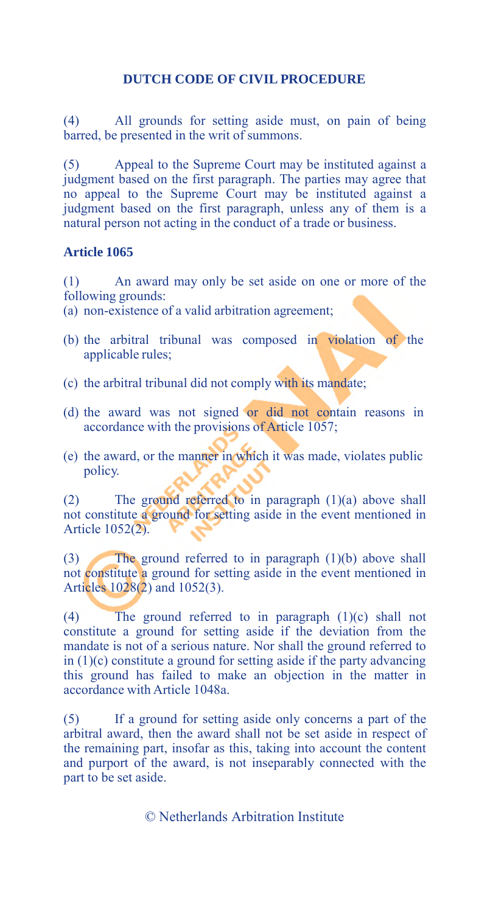(4) All grounds for setting aside must, on pain of being barred, be presented in the writ of summons.

(5) Appeal to the Supreme Court may be instituted against a judgment based on the first paragraph. The parties may agree that no appeal to the Supreme Court may be instituted against a judgment based on the first paragraph, unless any of them is a natural person not acting in the conduct of a trade or business.

### Article 1065

(1) An award may only be set aside on one or more of the following grounds:

(a) non-existence of a valid arbitration agreement;

(b) the arbitral tribunal was composed in violation of the applicable rules;

(c) the arbitral tribunal did not comply with its mandate;

(d) the award was not signed or did not contain reasons in accordance with the provisions of Article 1057;

(e) the award, or the manner in which it was made, violates public policy.

(2) The ground referred to in paragraph (1)(a) above shall not constitute a ground for setting aside in the event mentioned in Article 1052(2).

(3) The ground referred to in paragraph (1)(b) above shall not constitute a ground for setting aside in the event mentioned in Articles 1028(2) and 1052(3).

(4) The ground referred to in paragraph (1)(c) shall not constitute a ground for setting aside if the deviation from the mandate is not of a serious nature. Nor shall the ground referred to in (1)(c) constitute a ground for setting aside if the party advancing this ground has failed to make an objection in the matter in accordance with Article 1048a.

(5) If a ground for setting aside only concerns a part of the arbitral award, then the award shall not be set aside in respect of the remaining part, insofar as this, taking into account the content and purport of the award, is not inseparably connected with the part to be set aside.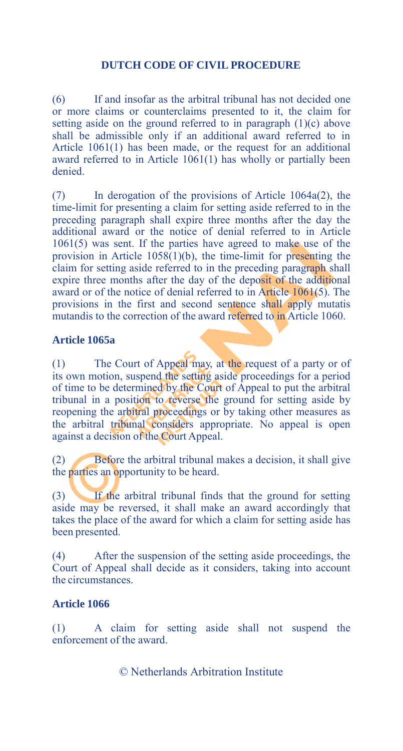(6) If and insofar as the arbitral tribunal has not decided one or more claims or counterclaims presented to it, the claim for setting aside on the ground referred to in paragraph (1)(c) above shall be admissible only if an additional award referred to in Article 1061(1) has been made, or the request for an additional award referred to in Article 1061(1) has wholly or partially been denied.

(7) In derogation of the provisions of Article 1064a(2), the time-limit for presenting a claim for setting aside referred to in the preceding paragraph shall expire three months after the day the additional award or the notice of denial referred to in Article 1061(5) was sent. If the parties have agreed to make use of the provision in Article 1058(1)(b), the time-limit for presenting the claim for setting aside referred to in the preceding paragraph shall expire three months after the day of the deposit of the additional award or of the notice of denial referred to in Article 1061(5). The provisions in the first and second sentence shall apply mutatis mutandis to the correction of the award referred to in Article 1060.

### Article 1065a

(1) The Court of Appeal may, at the request of a party or of its own motion, suspend the setting aside proceedings for a period of time to be determined by the Court of Appeal to put the arbitral tribunal in a position to reverse the ground for setting aside by reopening the arbitral proceedings or by taking other measures as the arbitral tribunal considers appropriate. No appeal is open against a decision of the Court Appeal.

(2) Before the arbitral tribunal makes a decision, it shall give the parties an opportunity to be heard.

(3) If the arbitral tribunal finds that the ground for setting aside may be reversed, it shall make an award accordingly that takes the place of the award for which a claim for setting aside has been presented.

(4) After the suspension of the setting aside proceedings, the Court of Appeal shall decide as it considers, taking into account the circumstances.

### Article 1066

(1) A claim for setting aside shall not suspend the enforcement of the award.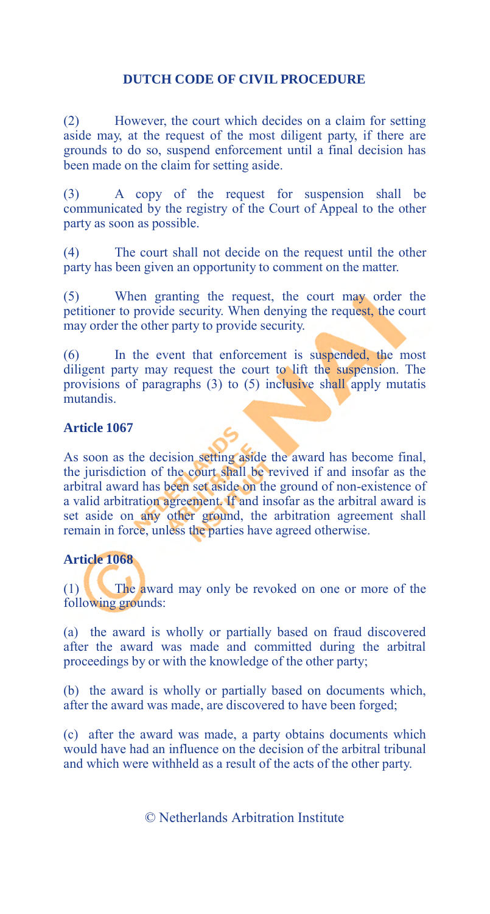(2) However, the court which decides on a claim for setting aside may, at the request of the most diligent party, if there are grounds to do so, suspend enforcement until a final decision has been made on the claim for setting aside.

(3) A copy of the request for suspension shall be communicated by the registry of the Court of Appeal to the other party as soon as possible.

(4) The court shall not decide on the request until the other party has been given an opportunity to comment on the matter.

(5) When granting the request, the court may order the petitioner to provide security. When denying the request, the court may order the other party to provide security.

(6) In the event that enforcement is suspended, the most diligent party may request the court to lift the suspension. The provisions of paragraphs (3) to (5) inclusive shall apply mutatis mutandis.

**Article 1067**

As soon as the decision setting aside the award has become final, the jurisdiction of the court shall be revived if and insofar as the arbitral award has been set aside on the ground of non-existence of a valid arbitration agreement. If and insofar as the arbitral award is set aside on any other ground, the arbitration agreement shall remain in force, unless the parties have agreed otherwise.

**Article 1068**

(1) The award may only be revoked on one or more of the following grounds:

(a) the award is wholly or partially based on fraud discovered after the award was made and committed during the arbitral proceedings by or with the knowledge of the other party;

(b) the award is wholly or partially based on documents which, after the award was made, are discovered to have been forged;

(c) after the award was made, a party obtains documents which would have had an influence on the decision of the arbitral tribunal and which were withheld as a result of the acts of the other party.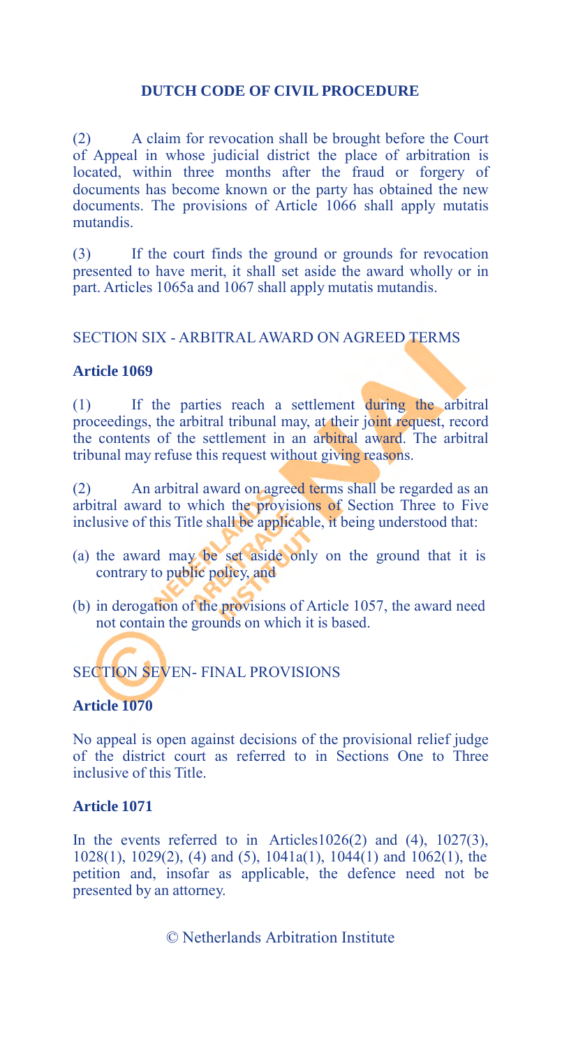(2) A claim for revocation shall be brought before the Court of Appeal in whose judicial district the place of arbitration is located, within three months after the fraud or forgery of documents has become known or the party has obtained the new documents. The provisions of Article 1066 shall apply mutatis mutandis.

(3) If the court finds the ground or grounds for revocation presented to have merit, it shall set aside the award wholly or in part. Articles 1065a and 1067 shall apply mutatis mutandis.

## SECTION SIX - ARBITRAL AWARD ON AGREED TERMS

### Article 1069

(1) If the parties reach a settlement during the arbitral proceedings, the arbitral tribunal may, at their joint request, record the contents of the settlement in an arbitral award. The arbitral tribunal may refuse this request without giving reasons.

(2) An arbitral award on agreed terms shall be regarded as an arbitral award to which the provisions of Section Three to Five inclusive of this Title shall be applicable, it being understood that:

(a) the award may be set aside only on the ground that it is contrary to public policy, and

(b) in derogation of the provisions of Article 1057, the award need not contain the grounds on which it is based.

## SECTION SEVEN- FINAL PROVISIONS

### Article 1070

No appeal is open against decisions of the provisional relief judge of the district court as referred to in Sections One to Three inclusive of this Title.

### Article 1071

In the events referred to in Articles1026(2) and (4), 1027(3), 1028(1), 1029(2), (4) and (5), 1041a(1), 1044(1) and 1062(1), the petition and, insofar as applicable, the defence need not be presented by an attorney.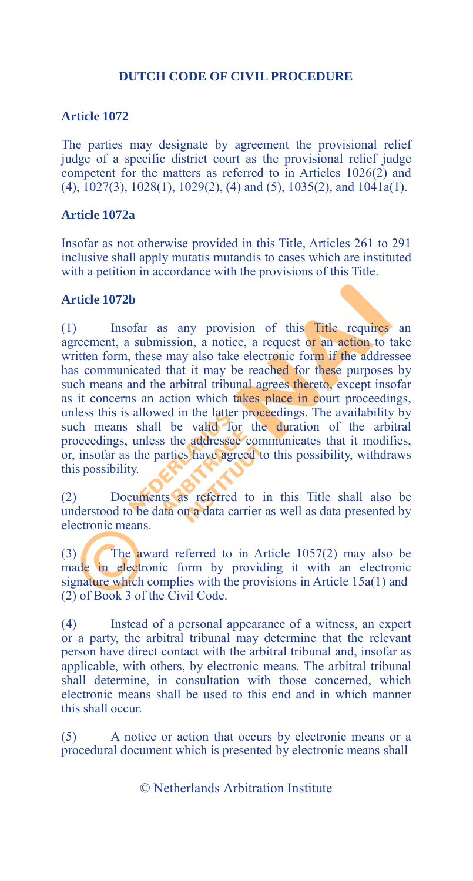**DUTCH CODE OF CIVIL PROCEDURE**

**Article 1072**

The parties may designate by agreement the provisional relief judge of a specific district court as the provisional relief judge competent for the matters as referred to in Articles 1026(2) and (4), 1027(3), 1028(1), 1029(2), (4) and (5), 1035(2), and 1041a(1).

**Article 1072a**

Insofar as not otherwise provided in this Title, Articles 261 to 291 inclusive shall apply mutatis mutandis to cases which are instituted with a petition in accordance with the provisions of this Title.

**Article 1072b**

(1) Insofar as any provision of this Title requires an agreement, a submission, a notice, a request or an action to take written form, these may also take electronic form if the addressee has communicated that it may be reached for these purposes by such means and the arbitral tribunal agrees thereto, except insofar as it concerns an action which takes place in court proceedings, unless this is allowed in the latter proceedings. The availability by such means shall be valid for the duration of the arbitral proceedings, unless the addressee communicates that it modifies, or, insofar as the parties have agreed to this possibility, withdraws this possibility.

(2) Documents as referred to in this Title shall also be understood to be data on a data carrier as well as data presented by electronic means.

(3) The award referred to in Article 1057(2) may also be made in electronic form by providing it with an electronic signature which complies with the provisions in Article 15a(1) and (2) of Book 3 of the Civil Code.

(4) Instead of a personal appearance of a witness, an expert or a party, the arbitral tribunal may determine that the relevant person have direct contact with the arbitral tribunal and, insofar as applicable, with others, by electronic means. The arbitral tribunal shall determine, in consultation with those concerned, which electronic means shall be used to this end and in which manner this shall occur.

(5) A notice or action that occurs by electronic means or a procedural document which is presented by electronic means shall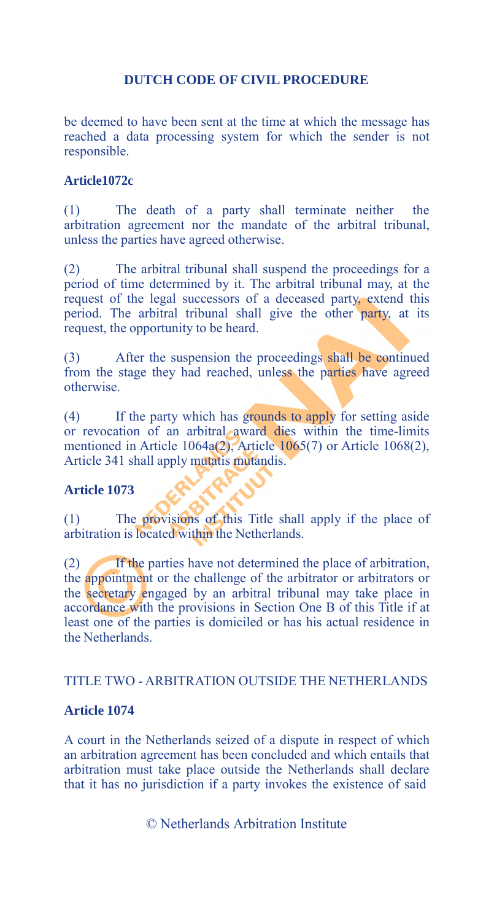be deemed to have been sent at the time at which the message has reached a data processing system for which the sender is not responsible.

### Article1072c

(1) The death of a party shall terminate neither the arbitration agreement nor the mandate of the arbitral tribunal, unless the parties have agreed otherwise.

(2) The arbitral tribunal shall suspend the proceedings for a period of time determined by it. The arbitral tribunal may, at the request of the legal successors of a deceased party, extend this period. The arbitral tribunal shall give the other party, at its request, the opportunity to be heard.

(3) After the suspension the proceedings shall be continued from the stage they had reached, unless the parties have agreed otherwise.

(4) If the party which has grounds to apply for setting aside or revocation of an arbitral award dies within the time-limits mentioned in Article 1064a(2), Article 1065(7) or Article 1068(2), Article 341 shall apply mutatis mutandis.

### Article 1073

(1) The provisions of this Title shall apply if the place of arbitration is located within the Netherlands.

(2) If the parties have not determined the place of arbitration, the appointment or the challenge of the arbitrator or arbitrators or the secretary engaged by an arbitral tribunal may take place in accordance with the provisions in Section One B of this Title if at least one of the parties is domiciled or has his actual residence in the Netherlands.

## TITLE TWO - ARBITRATION OUTSIDE THE NETHERLANDS

### Article 1074

A court in the Netherlands seized of a dispute in respect of which an arbitration agreement has been concluded and which entails that arbitration must take place outside the Netherlands shall declare that it has no jurisdiction if a party invokes the existence of said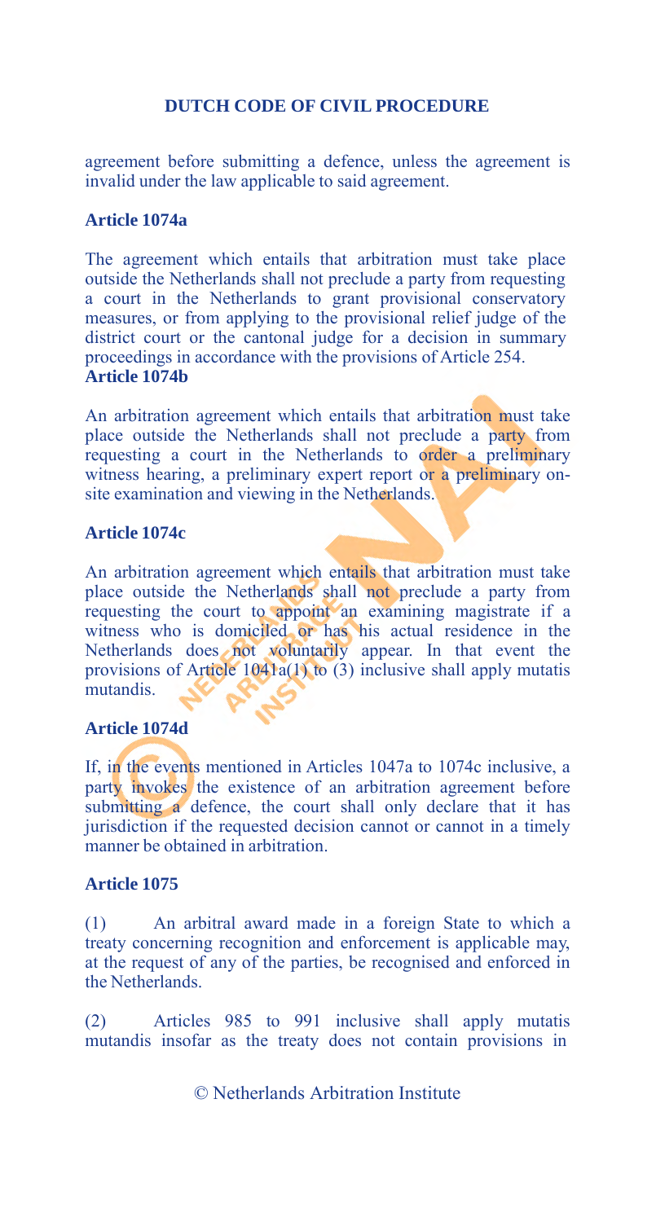agreement before submitting a defence, unless the agreement is invalid under the law applicable to said agreement.

### Article 1074a

The agreement which entails that arbitration must take place outside the Netherlands shall not preclude a party from requesting a court in the Netherlands to grant provisional conservatory measures, or from applying to the provisional relief judge of the district court or the cantonal judge for a decision in summary proceedings in accordance with the provisions of Article 254.

### Article 1074b

An arbitration agreement which entails that arbitration must take place outside the Netherlands shall not preclude a party from requesting a court in the Netherlands to order a preliminary witness hearing, a preliminary expert report or a preliminary on-site examination and viewing in the Netherlands.

### Article 1074c

An arbitration agreement which entails that arbitration must take place outside the Netherlands shall not preclude a party from requesting the court to appoint an examining magistrate if a witness who is domiciled or has his actual residence in the Netherlands does not voluntarily appear. In that event the provisions of Article 1041a(1) to (3) inclusive shall apply mutatis mutandis.

### Article 1074d

If, in the events mentioned in Articles 1047a to 1074c inclusive, a party invokes the existence of an arbitration agreement before submitting a defence, the court shall only declare that it has jurisdiction if the requested decision cannot or cannot in a timely manner be obtained in arbitration.

### Article 1075

(1) An arbitral award made in a foreign State to which a treaty concerning recognition and enforcement is applicable may, at the request of any of the parties, be recognised and enforced in the Netherlands.

(2) Articles 985 to 991 inclusive shall apply mutatis mutandis insofar as the treaty does not contain provisions in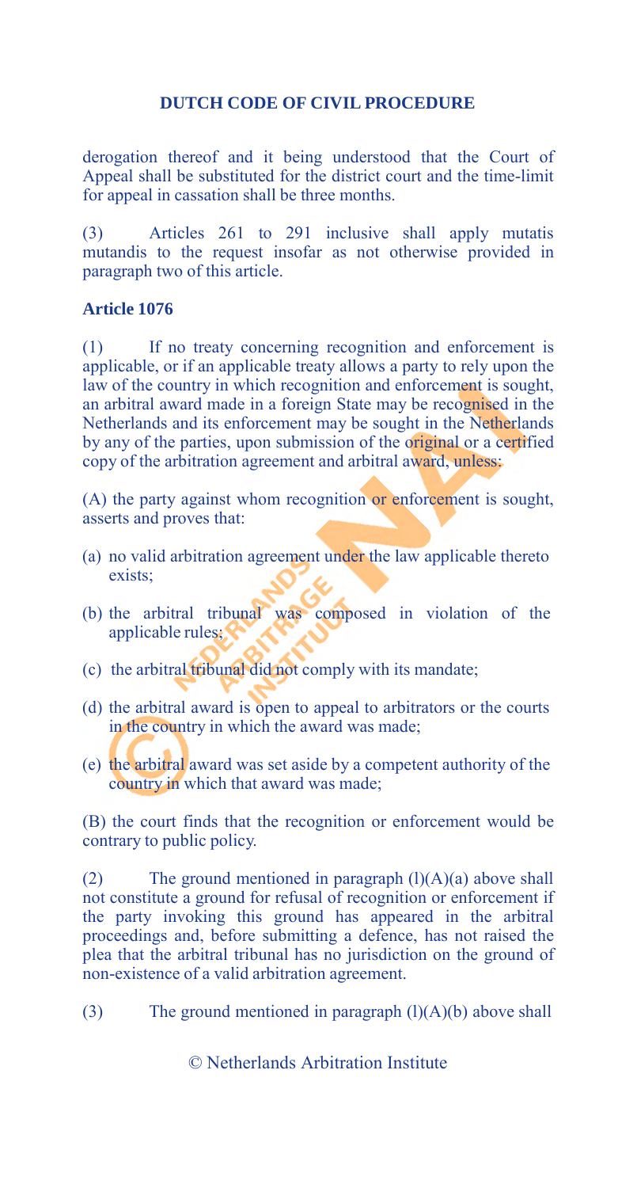derogation thereof and it being understood that the Court of Appeal shall be substituted for the district court and the time-limit for appeal in cassation shall be three months.

(3) Articles 261 to 291 inclusive shall apply mutatis mutandis to the request insofar as not otherwise provided in paragraph two of this article.

**Article 1076**

(1) If no treaty concerning recognition and enforcement is applicable, or if an applicable treaty allows a party to rely upon the law of the country in which recognition and enforcement is sought, an arbitral award made in a foreign State may be recognised in the Netherlands and its enforcement may be sought in the Netherlands by any of the parties, upon submission of the original or a certified copy of the arbitration agreement and arbitral award, unless:

(A) the party against whom recognition or enforcement is sought, asserts and proves that:

- (a) no valid arbitration agreement under the law applicable thereto exists;
- (b) the arbitral tribunal was composed in violation of the applicable rules;
- (c) the arbitral tribunal did not comply with its mandate;
- (d) the arbitral award is open to appeal to arbitrators or the courts in the country in which the award was made;
- (e) the arbitral award was set aside by a competent authority of the country in which that award was made;

(B) the court finds that the recognition or enforcement would be contrary to public policy.

(2) The ground mentioned in paragraph (l)(A)(a) above shall not constitute a ground for refusal of recognition or enforcement if the party invoking this ground has appeared in the arbitral proceedings and, before submitting a defence, has not raised the plea that the arbitral tribunal has no jurisdiction on the ground of non-existence of a valid arbitration agreement.

(3) The ground mentioned in paragraph (l)(A)(b) above shall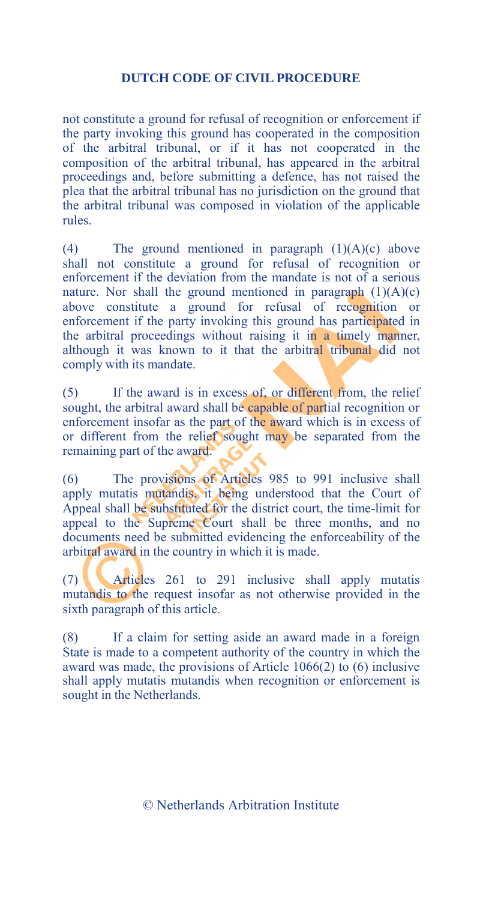not constitute a ground for refusal of recognition or enforcement if the party invoking this ground has cooperated in the composition of the arbitral tribunal, or if it has not cooperated in the composition of the arbitral tribunal, has appeared in the arbitral proceedings and, before submitting a defence, has not raised the plea that the arbitral tribunal has no jurisdiction on the ground that the arbitral tribunal was composed in violation of the applicable rules.

(4) The ground mentioned in paragraph (1)(A)(c) above shall not constitute a ground for refusal of recognition or enforcement if the deviation from the mandate is not of a serious nature. Nor shall the ground mentioned in paragraph (1)(A)(c) above constitute a ground for refusal of recognition or enforcement if the party invoking this ground has participated in the arbitral proceedings without raising it in a timely manner, although it was known to it that the arbitral tribunal did not comply with its mandate.

(5) If the award is in excess of, or different from, the relief sought, the arbitral award shall be capable of partial recognition or enforcement insofar as the part of the award which is in excess of or different from the relief sought may be separated from the remaining part of the award.

(6) The provisions of Articles 985 to 991 inclusive shall apply mutatis mutandis, it being understood that the Court of Appeal shall be substituted for the district court, the time-limit for appeal to the Supreme Court shall be three months, and no documents need be submitted evidencing the enforceability of the arbitral award in the country in which it is made.

(7) Articles 261 to 291 inclusive shall apply mutatis mutandis to the request insofar as not otherwise provided in the sixth paragraph of this article.

(8) If a claim for setting aside an award made in a foreign State is made to a competent authority of the country in which the award was made, the provisions of Article 1066(2) to (6) inclusive shall apply mutatis mutandis when recognition or enforcement is sought in the Netherlands.